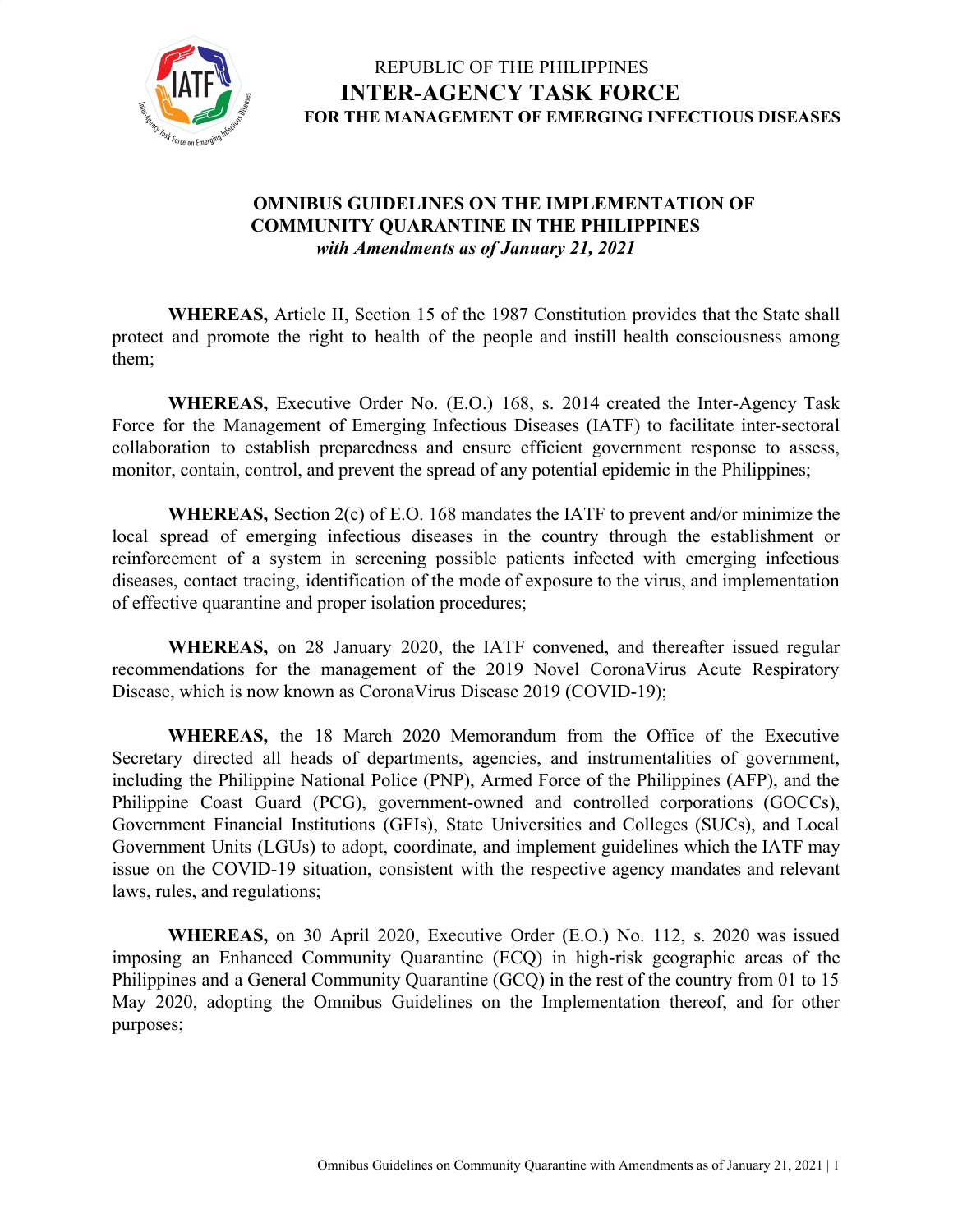REPUBLIC OF THE PHILIPPINES

**INTER-AGENCY TASK FORCE**

**FOR THE MANAGEMENT OF EMERGING INFECTIOUS DISEASES**

# OMNIBUS GUIDELINES ON THE IMPLEMENTATION OF COMMUNITY QUARANTINE IN THE PHILIPPINES

***with Amendments as of January 21, 2021***

**WHEREAS,** Article II, Section 15 of the 1987 Constitution provides that the State shall protect and promote the right to health of the people and instill health consciousness among them;

**WHEREAS,** Executive Order No. (E.O.) 168, s. 2014 created the Inter-Agency Task Force for the Management of Emerging Infectious Diseases (IATF) to facilitate inter-sectoral collaboration to establish preparedness and ensure efficient government response to assess, monitor, contain, control, and prevent the spread of any potential epidemic in the Philippines;

**WHEREAS,** Section 2(c) of E.O. 168 mandates the IATF to prevent and/or minimize the local spread of emerging infectious diseases in the country through the establishment or reinforcement of a system in screening possible patients infected with emerging infectious diseases, contact tracing, identification of the mode of exposure to the virus, and implementation of effective quarantine and proper isolation procedures;

**WHEREAS,** on 28 January 2020, the IATF convened, and thereafter issued regular recommendations for the management of the 2019 Novel CoronaVirus Acute Respiratory Disease, which is now known as CoronaVirus Disease 2019 (COVID-19);

**WHEREAS,** the 18 March 2020 Memorandum from the Office of the Executive Secretary directed all heads of departments, agencies, and instrumentalities of government, including the Philippine National Police (PNP), Armed Force of the Philippines (AFP), and the Philippine Coast Guard (PCG), government-owned and controlled corporations (GOCCs), Government Financial Institutions (GFIs), State Universities and Colleges (SUCs), and Local Government Units (LGUs) to adopt, coordinate, and implement guidelines which the IATF may issue on the COVID-19 situation, consistent with the respective agency mandates and relevant laws, rules, and regulations;

**WHEREAS,** on 30 April 2020, Executive Order (E.O.) No. 112, s. 2020 was issued imposing an Enhanced Community Quarantine (ECQ) in high-risk geographic areas of the Philippines and a General Community Quarantine (GCQ) in the rest of the country from 01 to 15 May 2020, adopting the Omnibus Guidelines on the Implementation thereof, and for other purposes;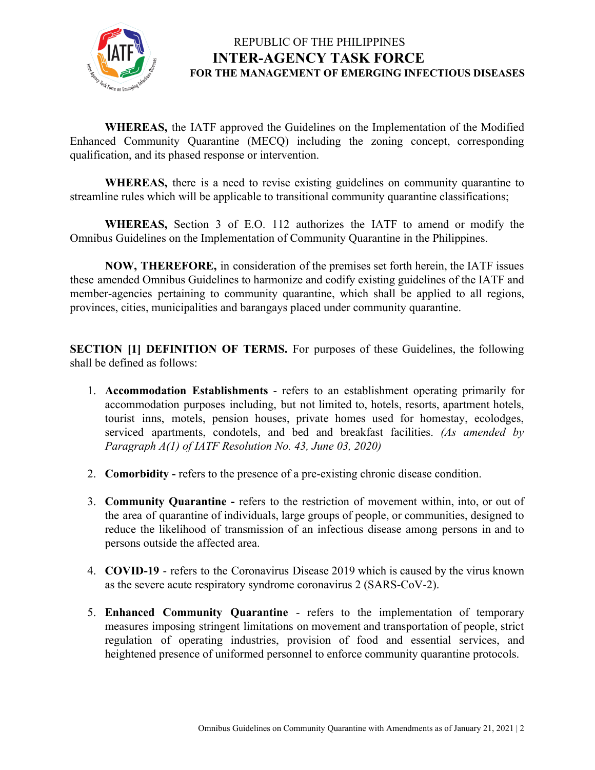**WHEREAS,** the IATF approved the Guidelines on the Implementation of the Modified Enhanced Community Quarantine (MECQ) including the zoning concept, corresponding qualification, and its phased response or intervention.

**WHEREAS,** there is a need to revise existing guidelines on community quarantine to streamline rules which will be applicable to transitional community quarantine classifications;

**WHEREAS,** Section 3 of E.O. 112 authorizes the IATF to amend or modify the Omnibus Guidelines on the Implementation of Community Quarantine in the Philippines.

**NOW, THEREFORE,** in consideration of the premises set forth herein, the IATF issues these amended Omnibus Guidelines to harmonize and codify existing guidelines of the IATF and member-agencies pertaining to community quarantine, which shall be applied to all regions, provinces, cities, municipalities and barangays placed under community quarantine.

**SECTION [1] DEFINITION OF TERMS.** For purposes of these Guidelines, the following shall be defined as follows:

1. **Accommodation Establishments** - refers to an establishment operating primarily for accommodation purposes including, but not limited to, hotels, resorts, apartment hotels, tourist inns, motels, pension houses, private homes used for homestay, ecolodges, serviced apartments, condotels, and bed and breakfast facilities. *(As amended by Paragraph A(1) of IATF Resolution No. 43, June 03, 2020)*

2. **Comorbidity -** refers to the presence of a pre-existing chronic disease condition.

3. **Community Quarantine -** refers to the restriction of movement within, into, or out of the area of quarantine of individuals, large groups of people, or communities, designed to reduce the likelihood of transmission of an infectious disease among persons in and to persons outside the affected area.

4. **COVID-19** - refers to the Coronavirus Disease 2019 which is caused by the virus known as the severe acute respiratory syndrome coronavirus 2 (SARS-CoV-2).

5. **Enhanced Community Quarantine** - refers to the implementation of temporary measures imposing stringent limitations on movement and transportation of people, strict regulation of operating industries, provision of food and essential services, and heightened presence of uniformed personnel to enforce community quarantine protocols.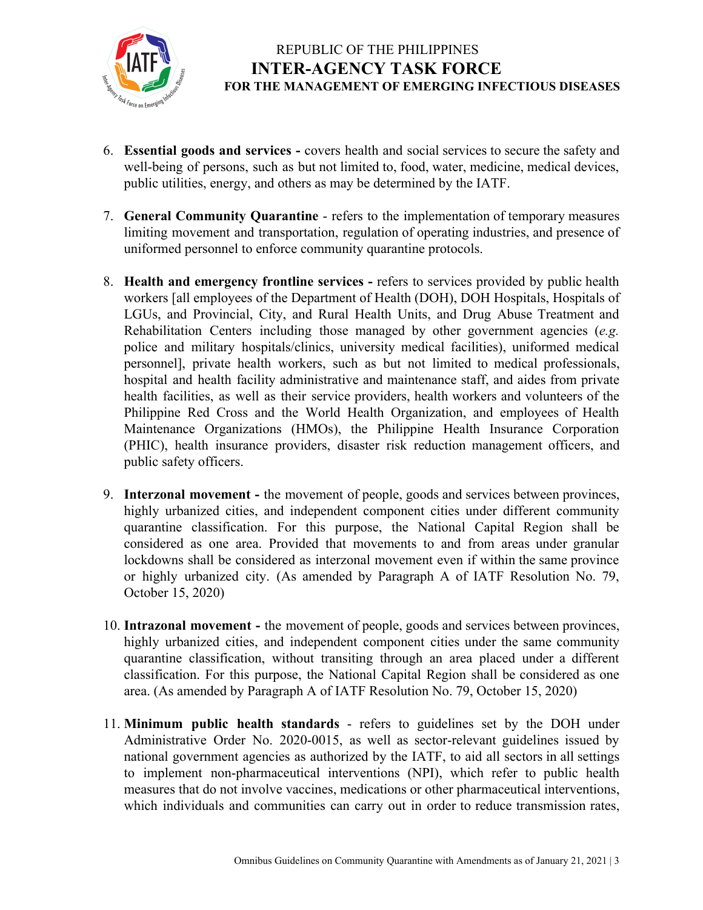6. **Essential goods and services -** covers health and social services to secure the safety and well-being of persons, such as but not limited to, food, water, medicine, medical devices, public utilities, energy, and others as may be determined by the IATF.

7. **General Community Quarantine** - refers to the implementation of temporary measures limiting movement and transportation, regulation of operating industries, and presence of uniformed personnel to enforce community quarantine protocols.

8. **Health and emergency frontline services -** refers to services provided by public health workers [all employees of the Department of Health (DOH), DOH Hospitals, Hospitals of LGUs, and Provincial, City, and Rural Health Units, and Drug Abuse Treatment and Rehabilitation Centers including those managed by other government agencies (*e.g.* police and military hospitals/clinics, university medical facilities), uniformed medical personnel], private health workers, such as but not limited to medical professionals, hospital and health facility administrative and maintenance staff, and aides from private health facilities, as well as their service providers, health workers and volunteers of the Philippine Red Cross and the World Health Organization, and employees of Health Maintenance Organizations (HMOs), the Philippine Health Insurance Corporation (PHIC), health insurance providers, disaster risk reduction management officers, and public safety officers.

9. **Interzonal movement -** the movement of people, goods and services between provinces, highly urbanized cities, and independent component cities under different community quarantine classification. For this purpose, the National Capital Region shall be considered as one area. Provided that movements to and from areas under granular lockdowns shall be considered as interzonal movement even if within the same province or highly urbanized city. (As amended by Paragraph A of IATF Resolution No. 79, October 15, 2020)

10. **Intrazonal movement -** the movement of people, goods and services between provinces, highly urbanized cities, and independent component cities under the same community quarantine classification, without transiting through an area placed under a different classification. For this purpose, the National Capital Region shall be considered as one area. (As amended by Paragraph A of IATF Resolution No. 79, October 15, 2020)

11. **Minimum public health standards** - refers to guidelines set by the DOH under Administrative Order No. 2020-0015, as well as sector-relevant guidelines issued by national government agencies as authorized by the IATF, to aid all sectors in all settings to implement non-pharmaceutical interventions (NPI), which refer to public health measures that do not involve vaccines, medications or other pharmaceutical interventions, which individuals and communities can carry out in order to reduce transmission rates,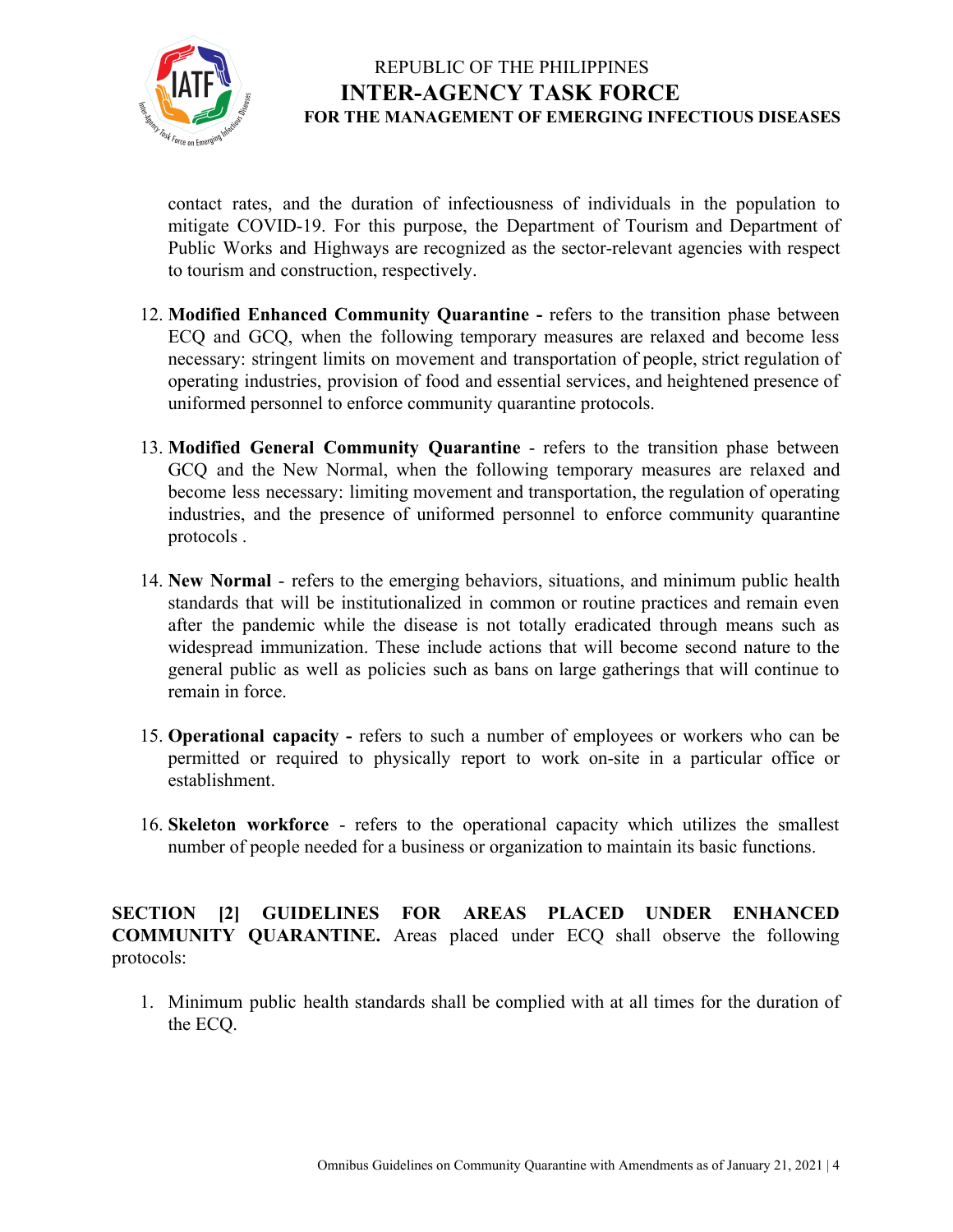contact rates, and the duration of infectiousness of individuals in the population to mitigate COVID-19. For this purpose, the Department of Tourism and Department of Public Works and Highways are recognized as the sector-relevant agencies with respect to tourism and construction, respectively.

12. **Modified Enhanced Community Quarantine -** refers to the transition phase between ECQ and GCQ, when the following temporary measures are relaxed and become less necessary: stringent limits on movement and transportation of people, strict regulation of operating industries, provision of food and essential services, and heightened presence of uniformed personnel to enforce community quarantine protocols.

13. **Modified General Community Quarantine** - refers to the transition phase between GCQ and the New Normal, when the following temporary measures are relaxed and become less necessary: limiting movement and transportation, the regulation of operating industries, and the presence of uniformed personnel to enforce community quarantine protocols .

14. **New Normal** - refers to the emerging behaviors, situations, and minimum public health standards that will be institutionalized in common or routine practices and remain even after the pandemic while the disease is not totally eradicated through means such as widespread immunization. These include actions that will become second nature to the general public as well as policies such as bans on large gatherings that will continue to remain in force.

15. **Operational capacity -** refers to such a number of employees or workers who can be permitted or required to physically report to work on-site in a particular office or establishment.

16. **Skeleton workforce** - refers to the operational capacity which utilizes the smallest number of people needed for a business or organization to maintain its basic functions.

**SECTION [2] GUIDELINES FOR AREAS PLACED UNDER ENHANCED COMMUNITY QUARANTINE.** Areas placed under ECQ shall observe the following protocols:

1. Minimum public health standards shall be complied with at all times for the duration of the ECQ.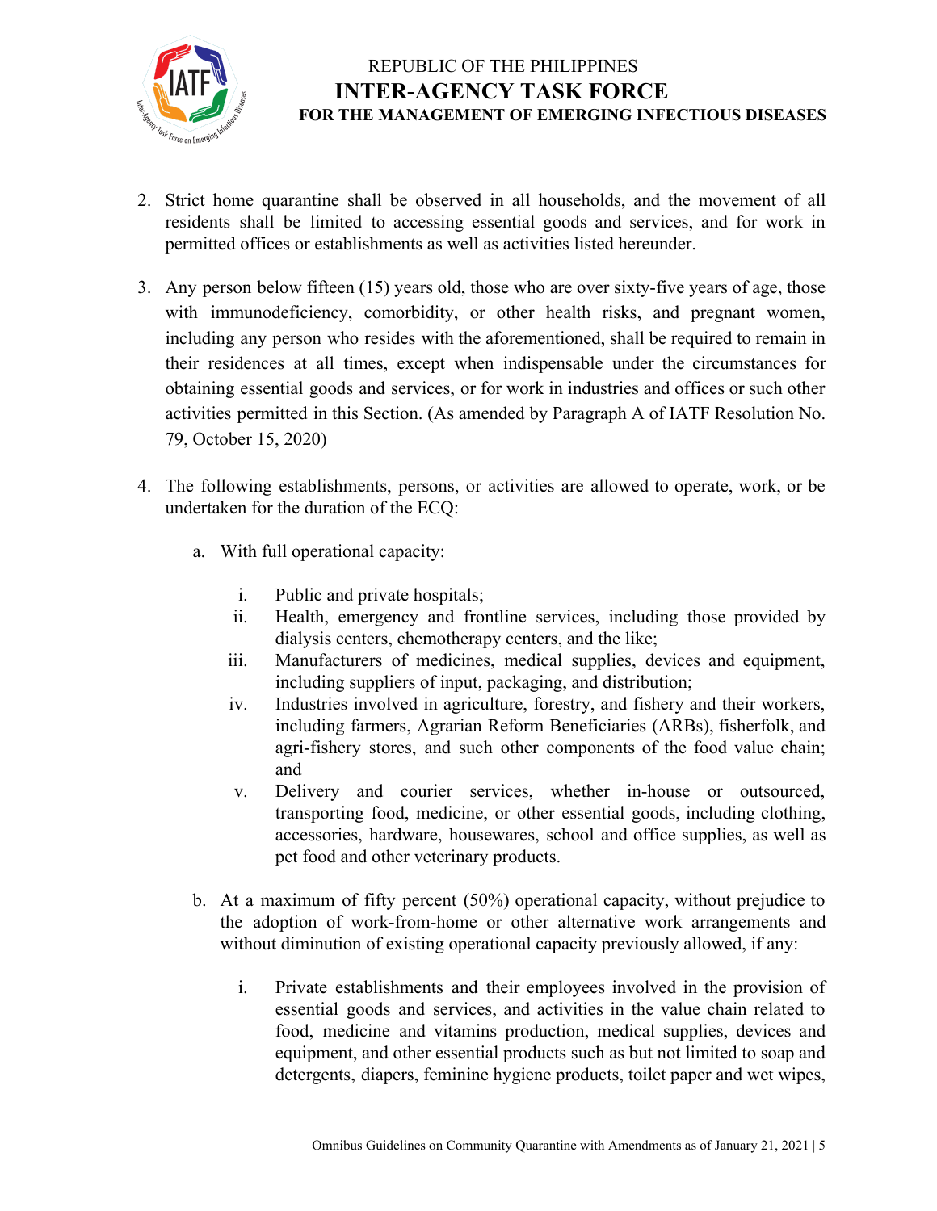2. Strict home quarantine shall be observed in all households, and the movement of all residents shall be limited to accessing essential goods and services, and for work in permitted offices or establishments as well as activities listed hereunder.

3. Any person below fifteen (15) years old, those who are over sixty-five years of age, those with immunodeficiency, comorbidity, or other health risks, and pregnant women, including any person who resides with the aforementioned, shall be required to remain in their residences at all times, except when indispensable under the circumstances for obtaining essential goods and services, or for work in industries and offices or such other activities permitted in this Section. (As amended by Paragraph A of IATF Resolution No. 79, October 15, 2020)

4. The following establishments, persons, or activities are allowed to operate, work, or be undertaken for the duration of the ECQ:

   a. With full operational capacity:

      i. Public and private hospitals;
      ii. Health, emergency and frontline services, including those provided by dialysis centers, chemotherapy centers, and the like;
      iii. Manufacturers of medicines, medical supplies, devices and equipment, including suppliers of input, packaging, and distribution;
      iv. Industries involved in agriculture, forestry, and fishery and their workers, including farmers, Agrarian Reform Beneficiaries (ARBs), fisherfolk, and agri-fishery stores, and such other components of the food value chain; and
      v. Delivery and courier services, whether in-house or outsourced, transporting food, medicine, or other essential goods, including clothing, accessories, hardware, housewares, school and office supplies, as well as pet food and other veterinary products.

   b. At a maximum of fifty percent (50%) operational capacity, without prejudice to the adoption of work-from-home or other alternative work arrangements and without diminution of existing operational capacity previously allowed, if any:

      i. Private establishments and their employees involved in the provision of essential goods and services, and activities in the value chain related to food, medicine and vitamins production, medical supplies, devices and equipment, and other essential products such as but not limited to soap and detergents, diapers, feminine hygiene products, toilet paper and wet wipes,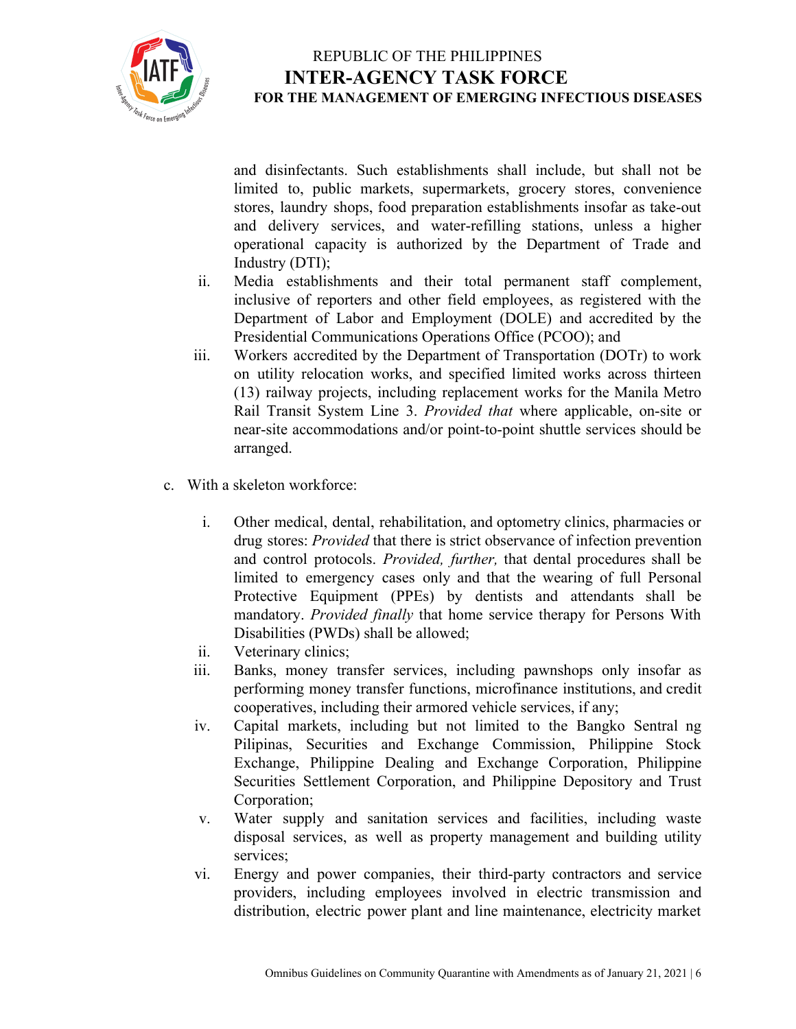and disinfectants. Such establishments shall include, but shall not be limited to, public markets, supermarkets, grocery stores, convenience stores, laundry shops, food preparation establishments insofar as take-out and delivery services, and water-refilling stations, unless a higher operational capacity is authorized by the Department of Trade and Industry (DTI);

ii. Media establishments and their total permanent staff complement, inclusive of reporters and other field employees, as registered with the Department of Labor and Employment (DOLE) and accredited by the Presidential Communications Operations Office (PCOO); and

iii. Workers accredited by the Department of Transportation (DOTr) to work on utility relocation works, and specified limited works across thirteen (13) railway projects, including replacement works for the Manila Metro Rail Transit System Line 3. *Provided that* where applicable, on-site or near-site accommodations and/or point-to-point shuttle services should be arranged.

c. With a skeleton workforce:

i. Other medical, dental, rehabilitation, and optometry clinics, pharmacies or drug stores: *Provided* that there is strict observance of infection prevention and control protocols. *Provided, further,* that dental procedures shall be limited to emergency cases only and that the wearing of full Personal Protective Equipment (PPEs) by dentists and attendants shall be mandatory. *Provided finally* that home service therapy for Persons With Disabilities (PWDs) shall be allowed;

ii. Veterinary clinics;

iii. Banks, money transfer services, including pawnshops only insofar as performing money transfer functions, microfinance institutions, and credit cooperatives, including their armored vehicle services, if any;

iv. Capital markets, including but not limited to the Bangko Sentral ng Pilipinas, Securities and Exchange Commission, Philippine Stock Exchange, Philippine Dealing and Exchange Corporation, Philippine Securities Settlement Corporation, and Philippine Depository and Trust Corporation;

v. Water supply and sanitation services and facilities, including waste disposal services, as well as property management and building utility services;

vi. Energy and power companies, their third-party contractors and service providers, including employees involved in electric transmission and distribution, electric power plant and line maintenance, electricity market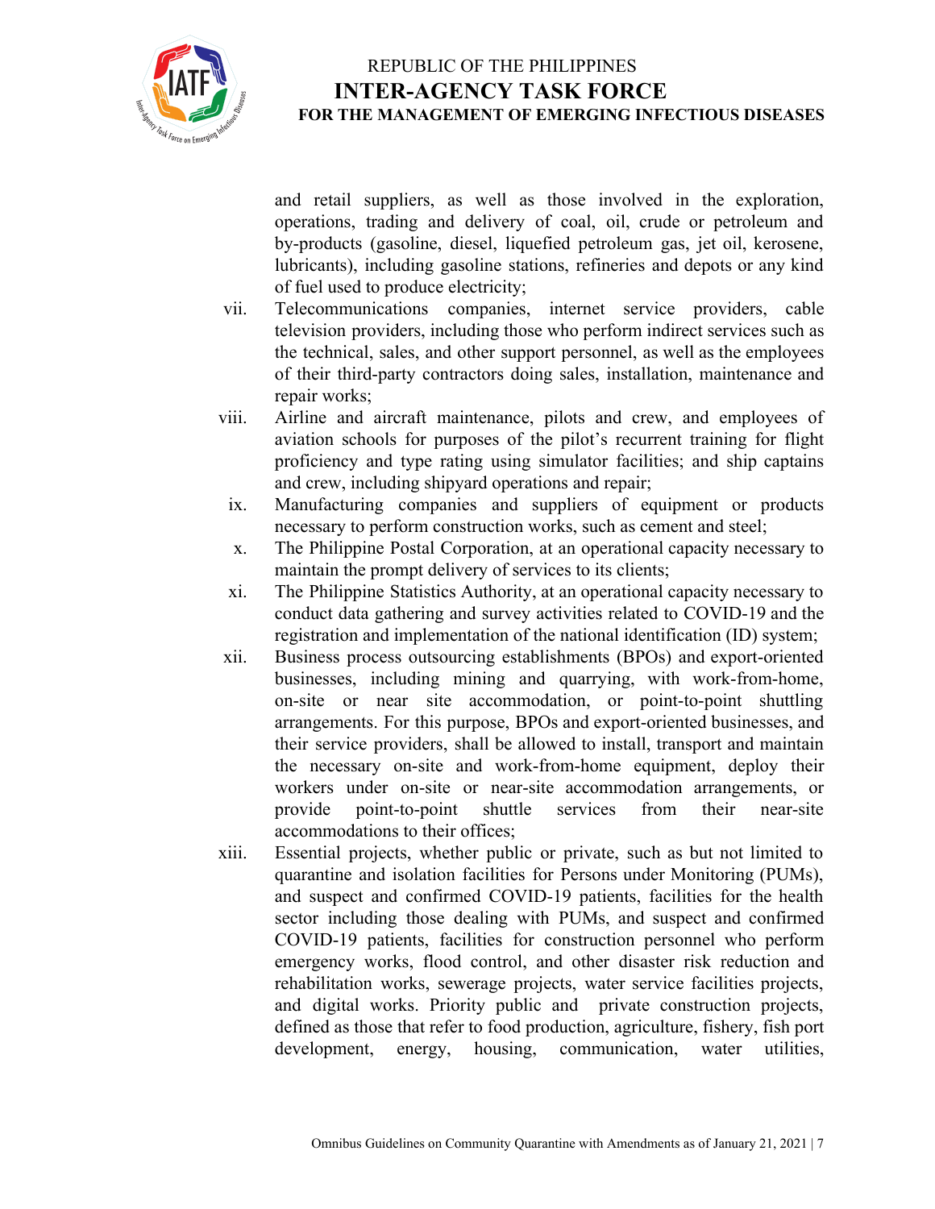and retail suppliers, as well as those involved in the exploration, operations, trading and delivery of coal, oil, crude or petroleum and by-products (gasoline, diesel, liquefied petroleum gas, jet oil, kerosene, lubricants), including gasoline stations, refineries and depots or any kind of fuel used to produce electricity;

vii. Telecommunications companies, internet service providers, cable television providers, including those who perform indirect services such as the technical, sales, and other support personnel, as well as the employees of their third-party contractors doing sales, installation, maintenance and repair works;

viii. Airline and aircraft maintenance, pilots and crew, and employees of aviation schools for purposes of the pilot's recurrent training for flight proficiency and type rating using simulator facilities; and ship captains and crew, including shipyard operations and repair;

ix. Manufacturing companies and suppliers of equipment or products necessary to perform construction works, such as cement and steel;

x. The Philippine Postal Corporation, at an operational capacity necessary to maintain the prompt delivery of services to its clients;

xi. The Philippine Statistics Authority, at an operational capacity necessary to conduct data gathering and survey activities related to COVID-19 and the registration and implementation of the national identification (ID) system;

xii. Business process outsourcing establishments (BPOs) and export-oriented businesses, including mining and quarrying, with work-from-home, on-site or near site accommodation, or point-to-point shuttling arrangements. For this purpose, BPOs and export-oriented businesses, and their service providers, shall be allowed to install, transport and maintain the necessary on-site and work-from-home equipment, deploy their workers under on-site or near-site accommodation arrangements, or provide point-to-point shuttle services from their near-site accommodations to their offices;

xiii. Essential projects, whether public or private, such as but not limited to quarantine and isolation facilities for Persons under Monitoring (PUMs), and suspect and confirmed COVID-19 patients, facilities for the health sector including those dealing with PUMs, and suspect and confirmed COVID-19 patients, facilities for construction personnel who perform emergency works, flood control, and other disaster risk reduction and rehabilitation works, sewerage projects, water service facilities projects, and digital works. Priority public and private construction projects, defined as those that refer to food production, agriculture, fishery, fish port development, energy, housing, communication, water utilities,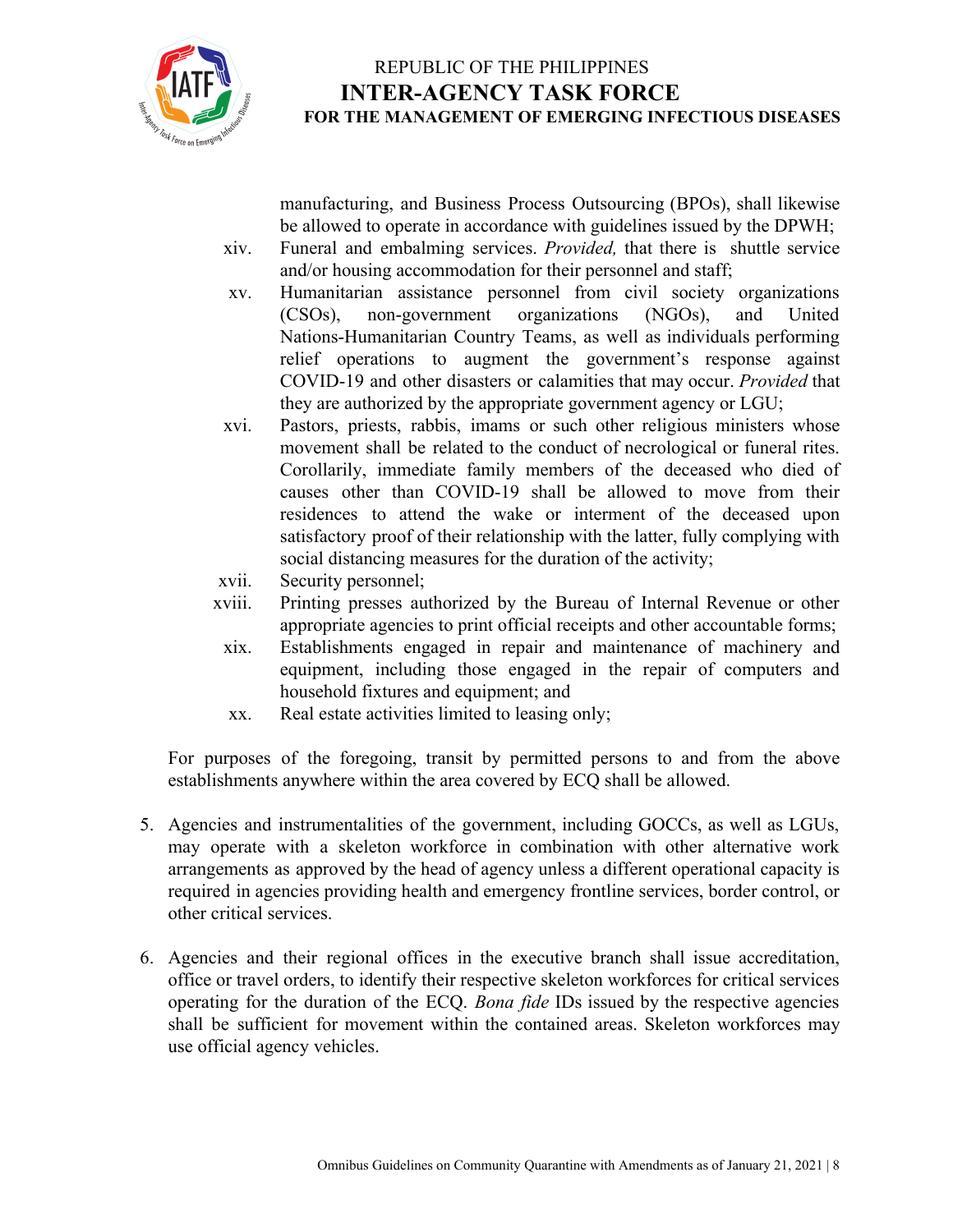manufacturing, and Business Process Outsourcing (BPOs), shall likewise be allowed to operate in accordance with guidelines issued by the DPWH;

xiv. Funeral and embalming services. *Provided,* that there is shuttle service and/or housing accommodation for their personnel and staff;

xv. Humanitarian assistance personnel from civil society organizations (CSOs), non-government organizations (NGOs), and United Nations-Humanitarian Country Teams, as well as individuals performing relief operations to augment the government's response against COVID-19 and other disasters or calamities that may occur. *Provided* that they are authorized by the appropriate government agency or LGU;

xvi. Pastors, priests, rabbis, imams or such other religious ministers whose movement shall be related to the conduct of necrological or funeral rites. Corollarily, immediate family members of the deceased who died of causes other than COVID-19 shall be allowed to move from their residences to attend the wake or interment of the deceased upon satisfactory proof of their relationship with the latter, fully complying with social distancing measures for the duration of the activity;

xvii. Security personnel;

xviii. Printing presses authorized by the Bureau of Internal Revenue or other appropriate agencies to print official receipts and other accountable forms;

xix. Establishments engaged in repair and maintenance of machinery and equipment, including those engaged in the repair of computers and household fixtures and equipment; and

xx. Real estate activities limited to leasing only;

For purposes of the foregoing, transit by permitted persons to and from the above establishments anywhere within the area covered by ECQ shall be allowed.

5. Agencies and instrumentalities of the government, including GOCCs, as well as LGUs, may operate with a skeleton workforce in combination with other alternative work arrangements as approved by the head of agency unless a different operational capacity is required in agencies providing health and emergency frontline services, border control, or other critical services.

6. Agencies and their regional offices in the executive branch shall issue accreditation, office or travel orders, to identify their respective skeleton workforces for critical services operating for the duration of the ECQ. *Bona fide* IDs issued by the respective agencies shall be sufficient for movement within the contained areas. Skeleton workforces may use official agency vehicles.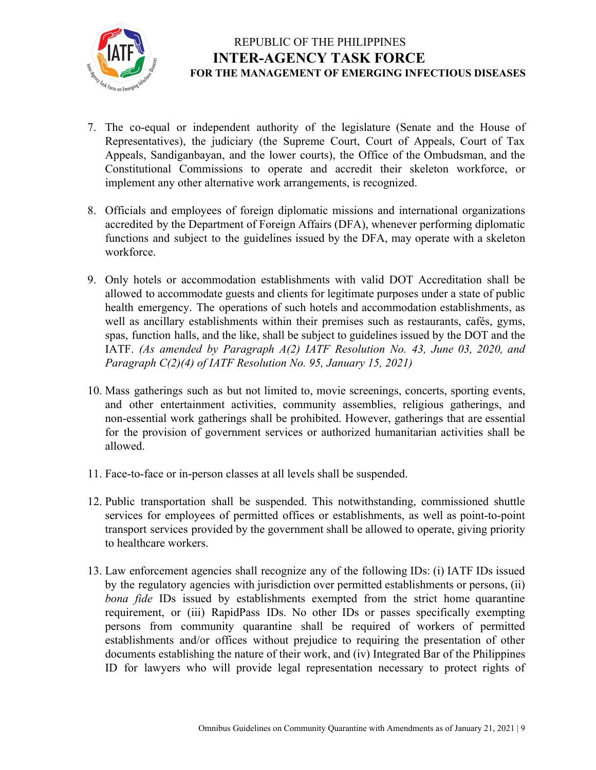7. The co-equal or independent authority of the legislature (Senate and the House of Representatives), the judiciary (the Supreme Court, Court of Appeals, Court of Tax Appeals, Sandiganbayan, and the lower courts), the Office of the Ombudsman, and the Constitutional Commissions to operate and accredit their skeleton workforce, or implement any other alternative work arrangements, is recognized.

8. Officials and employees of foreign diplomatic missions and international organizations accredited by the Department of Foreign Affairs (DFA), whenever performing diplomatic functions and subject to the guidelines issued by the DFA, may operate with a skeleton workforce.

9. Only hotels or accommodation establishments with valid DOT Accreditation shall be allowed to accommodate guests and clients for legitimate purposes under a state of public health emergency. The operations of such hotels and accommodation establishments, as well as ancillary establishments within their premises such as restaurants, cafés, gyms, spas, function halls, and the like, shall be subject to guidelines issued by the DOT and the IATF. *(As amended by Paragraph A(2) IATF Resolution No. 43, June 03, 2020, and Paragraph C(2)(4) of IATF Resolution No. 95, January 15, 2021)*

10. Mass gatherings such as but not limited to, movie screenings, concerts, sporting events, and other entertainment activities, community assemblies, religious gatherings, and non-essential work gatherings shall be prohibited. However, gatherings that are essential for the provision of government services or authorized humanitarian activities shall be allowed.

11. Face-to-face or in-person classes at all levels shall be suspended.

12. Public transportation shall be suspended. This notwithstanding, commissioned shuttle services for employees of permitted offices or establishments, as well as point-to-point transport services provided by the government shall be allowed to operate, giving priority to healthcare workers.

13. Law enforcement agencies shall recognize any of the following IDs: (i) IATF IDs issued by the regulatory agencies with jurisdiction over permitted establishments or persons, (ii) *bona fide* IDs issued by establishments exempted from the strict home quarantine requirement, or (iii) RapidPass IDs. No other IDs or passes specifically exempting persons from community quarantine shall be required of workers of permitted establishments and/or offices without prejudice to requiring the presentation of other documents establishing the nature of their work, and (iv) Integrated Bar of the Philippines ID for lawyers who will provide legal representation necessary to protect rights of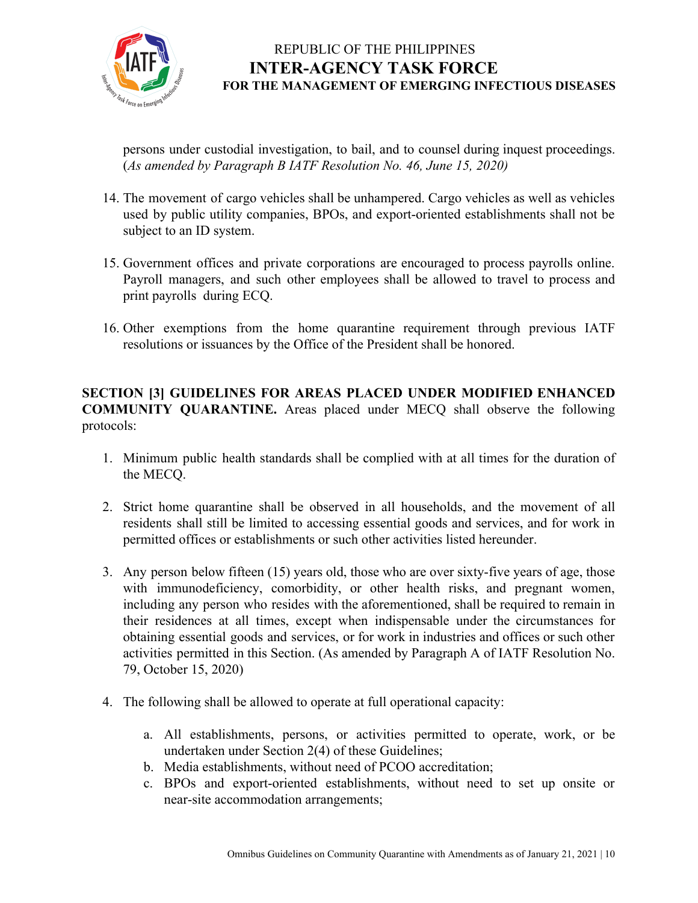persons under custodial investigation, to bail, and to counsel during inquest proceedings. (*As amended by Paragraph B IATF Resolution No. 46, June 15, 2020)*

14. The movement of cargo vehicles shall be unhampered. Cargo vehicles as well as vehicles used by public utility companies, BPOs, and export-oriented establishments shall not be subject to an ID system.

15. Government offices and private corporations are encouraged to process payrolls online. Payroll managers, and such other employees shall be allowed to travel to process and print payrolls during ECQ.

16. Other exemptions from the home quarantine requirement through previous IATF resolutions or issuances by the Office of the President shall be honored.

**SECTION [3] GUIDELINES FOR AREAS PLACED UNDER MODIFIED ENHANCED COMMUNITY QUARANTINE.** Areas placed under MECQ shall observe the following protocols:

1. Minimum public health standards shall be complied with at all times for the duration of the MECQ.

2. Strict home quarantine shall be observed in all households, and the movement of all residents shall still be limited to accessing essential goods and services, and for work in permitted offices or establishments or such other activities listed hereunder.

3. Any person below fifteen (15) years old, those who are over sixty-five years of age, those with immunodeficiency, comorbidity, or other health risks, and pregnant women, including any person who resides with the aforementioned, shall be required to remain in their residences at all times, except when indispensable under the circumstances for obtaining essential goods and services, or for work in industries and offices or such other activities permitted in this Section. (As amended by Paragraph A of IATF Resolution No. 79, October 15, 2020)

4. The following shall be allowed to operate at full operational capacity:

   a. All establishments, persons, or activities permitted to operate, work, or be undertaken under Section 2(4) of these Guidelines;
   b. Media establishments, without need of PCOO accreditation;
   c. BPOs and export-oriented establishments, without need to set up onsite or near-site accommodation arrangements;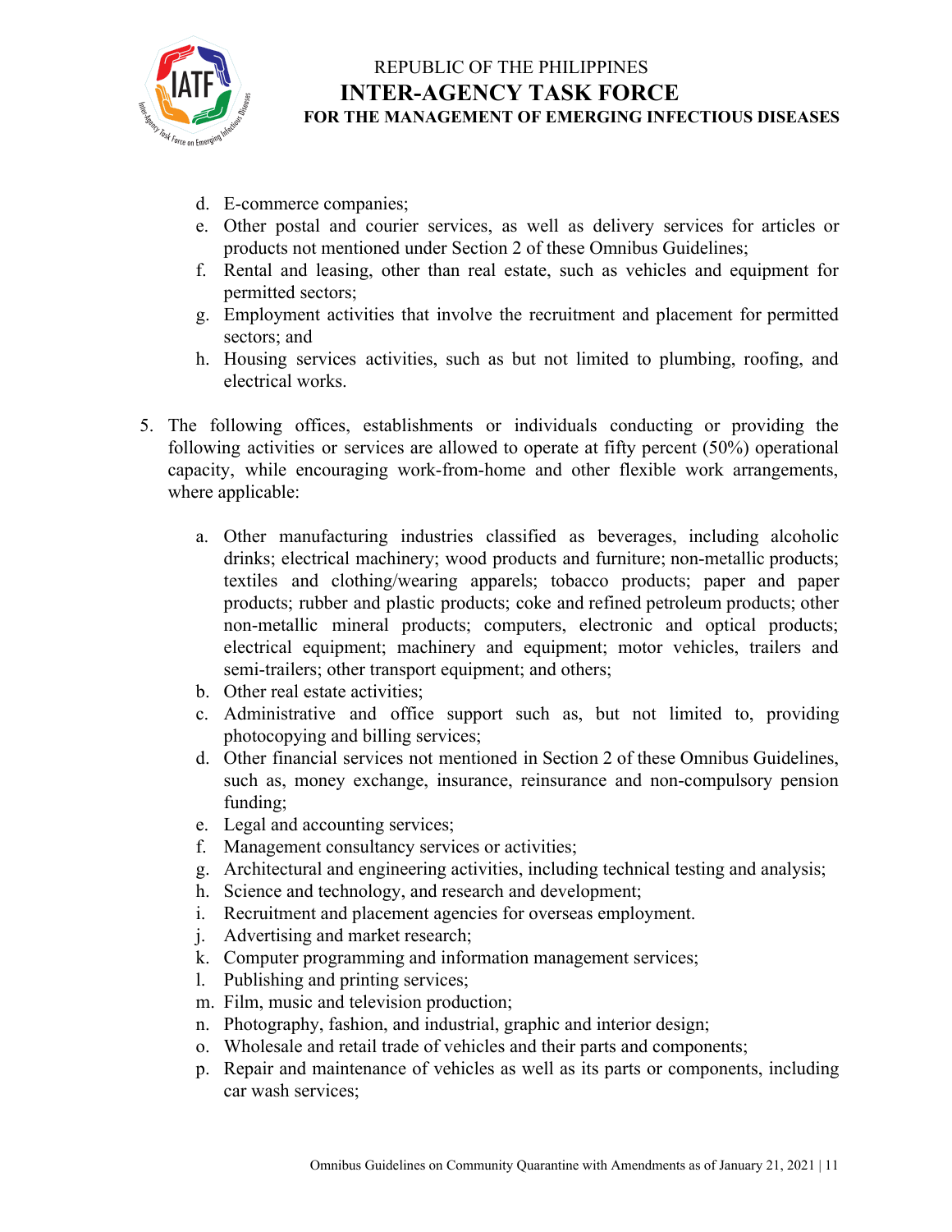d. E-commerce companies;
e. Other postal and courier services, as well as delivery services for articles or products not mentioned under Section 2 of these Omnibus Guidelines;
f. Rental and leasing, other than real estate, such as vehicles and equipment for permitted sectors;
g. Employment activities that involve the recruitment and placement for permitted sectors; and
h. Housing services activities, such as but not limited to plumbing, roofing, and electrical works.

5. The following offices, establishments or individuals conducting or providing the following activities or services are allowed to operate at fifty percent (50%) operational capacity, while encouraging work-from-home and other flexible work arrangements, where applicable:

    a. Other manufacturing industries classified as beverages, including alcoholic drinks; electrical machinery; wood products and furniture; non-metallic products; textiles and clothing/wearing apparels; tobacco products; paper and paper products; rubber and plastic products; coke and refined petroleum products; other non-metallic mineral products; computers, electronic and optical products; electrical equipment; machinery and equipment; motor vehicles, trailers and semi-trailers; other transport equipment; and others;
    b. Other real estate activities;
    c. Administrative and office support such as, but not limited to, providing photocopying and billing services;
    d. Other financial services not mentioned in Section 2 of these Omnibus Guidelines, such as, money exchange, insurance, reinsurance and non-compulsory pension funding;
    e. Legal and accounting services;
    f. Management consultancy services or activities;
    g. Architectural and engineering activities, including technical testing and analysis;
    h. Science and technology, and research and development;
    i. Recruitment and placement agencies for overseas employment.
    j. Advertising and market research;
    k. Computer programming and information management services;
    l. Publishing and printing services;
    m. Film, music and television production;
    n. Photography, fashion, and industrial, graphic and interior design;
    o. Wholesale and retail trade of vehicles and their parts and components;
    p. Repair and maintenance of vehicles as well as its parts or components, including car wash services;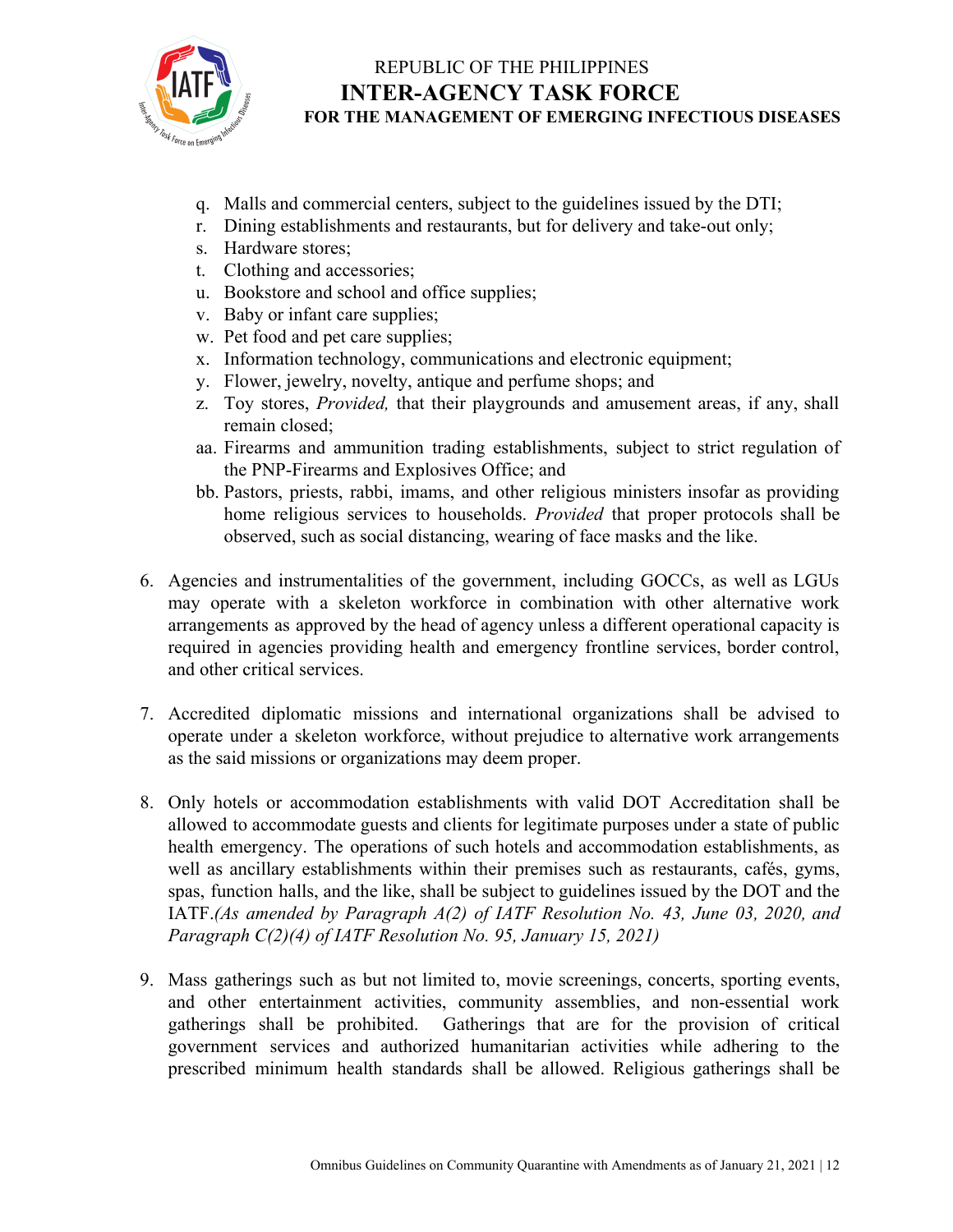q. Malls and commercial centers, subject to the guidelines issued by the DTI;
r. Dining establishments and restaurants, but for delivery and take-out only;
s. Hardware stores;
t. Clothing and accessories;
u. Bookstore and school and office supplies;
v. Baby or infant care supplies;
w. Pet food and pet care supplies;
x. Information technology, communications and electronic equipment;
y. Flower, jewelry, novelty, antique and perfume shops; and
z. Toy stores, *Provided,* that their playgrounds and amusement areas, if any, shall remain closed;
aa. Firearms and ammunition trading establishments, subject to strict regulation of the PNP-Firearms and Explosives Office; and
bb. Pastors, priests, rabbi, imams, and other religious ministers insofar as providing home religious services to households. *Provided* that proper protocols shall be observed, such as social distancing, wearing of face masks and the like.

6. Agencies and instrumentalities of the government, including GOCCs, as well as LGUs may operate with a skeleton workforce in combination with other alternative work arrangements as approved by the head of agency unless a different operational capacity is required in agencies providing health and emergency frontline services, border control, and other critical services.

7. Accredited diplomatic missions and international organizations shall be advised to operate under a skeleton workforce, without prejudice to alternative work arrangements as the said missions or organizations may deem proper.

8. Only hotels or accommodation establishments with valid DOT Accreditation shall be allowed to accommodate guests and clients for legitimate purposes under a state of public health emergency. The operations of such hotels and accommodation establishments, as well as ancillary establishments within their premises such as restaurants, cafés, gyms, spas, function halls, and the like, shall be subject to guidelines issued by the DOT and the IATF.*(As amended by Paragraph A(2) of IATF Resolution No. 43, June 03, 2020, and Paragraph C(2)(4) of IATF Resolution No. 95, January 15, 2021)*

9. Mass gatherings such as but not limited to, movie screenings, concerts, sporting events, and other entertainment activities, community assemblies, and non-essential work gatherings shall be prohibited. Gatherings that are for the provision of critical government services and authorized humanitarian activities while adhering to the prescribed minimum health standards shall be allowed. Religious gatherings shall be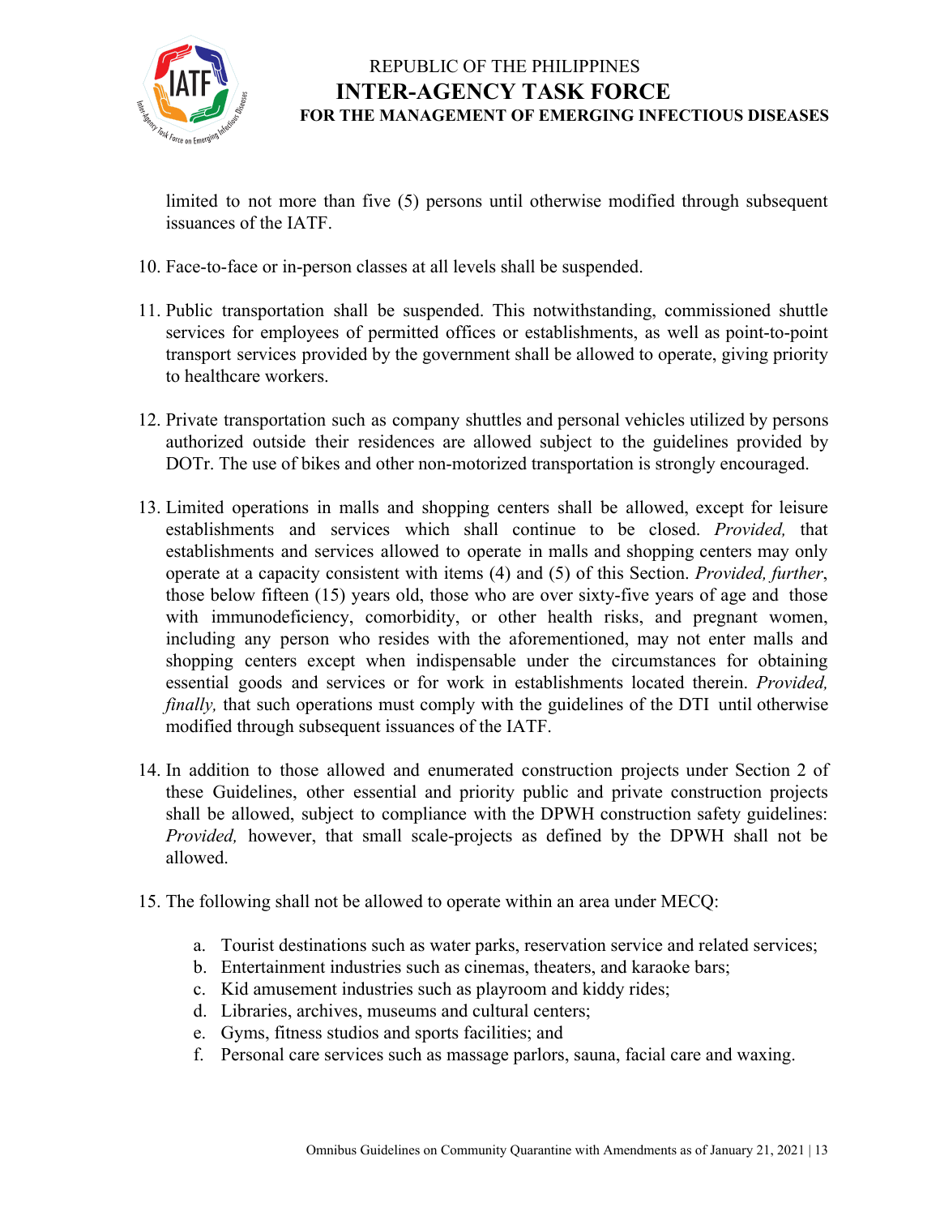limited to not more than five (5) persons until otherwise modified through subsequent issuances of the IATF.

10. Face-to-face or in-person classes at all levels shall be suspended.

11. Public transportation shall be suspended. This notwithstanding, commissioned shuttle services for employees of permitted offices or establishments, as well as point-to-point transport services provided by the government shall be allowed to operate, giving priority to healthcare workers.

12. Private transportation such as company shuttles and personal vehicles utilized by persons authorized outside their residences are allowed subject to the guidelines provided by DOTr. The use of bikes and other non-motorized transportation is strongly encouraged.

13. Limited operations in malls and shopping centers shall be allowed, except for leisure establishments and services which shall continue to be closed. *Provided,* that establishments and services allowed to operate in malls and shopping centers may only operate at a capacity consistent with items (4) and (5) of this Section. *Provided, further*, those below fifteen (15) years old, those who are over sixty-five years of age and those with immunodeficiency, comorbidity, or other health risks, and pregnant women, including any person who resides with the aforementioned, may not enter malls and shopping centers except when indispensable under the circumstances for obtaining essential goods and services or for work in establishments located therein. *Provided, finally,* that such operations must comply with the guidelines of the DTI until otherwise modified through subsequent issuances of the IATF.

14. In addition to those allowed and enumerated construction projects under Section 2 of these Guidelines, other essential and priority public and private construction projects shall be allowed, subject to compliance with the DPWH construction safety guidelines: *Provided,* however, that small scale-projects as defined by the DPWH shall not be allowed.

15. The following shall not be allowed to operate within an area under MECQ:

    a. Tourist destinations such as water parks, reservation service and related services;
    b. Entertainment industries such as cinemas, theaters, and karaoke bars;
    c. Kid amusement industries such as playroom and kiddy rides;
    d. Libraries, archives, museums and cultural centers;
    e. Gyms, fitness studios and sports facilities; and
    f. Personal care services such as massage parlors, sauna, facial care and waxing.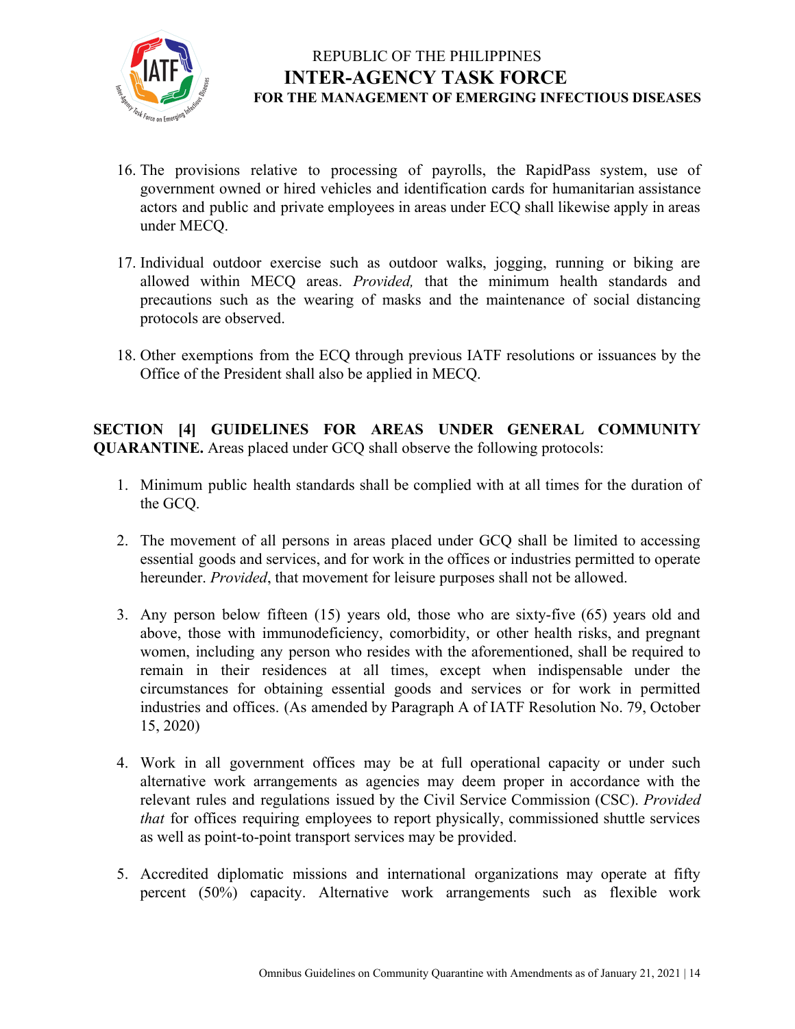16. The provisions relative to processing of payrolls, the RapidPass system, use of government owned or hired vehicles and identification cards for humanitarian assistance actors and public and private employees in areas under ECQ shall likewise apply in areas under MECQ.

17. Individual outdoor exercise such as outdoor walks, jogging, running or biking are allowed within MECQ areas. *Provided,* that the minimum health standards and precautions such as the wearing of masks and the maintenance of social distancing protocols are observed.

18. Other exemptions from the ECQ through previous IATF resolutions or issuances by the Office of the President shall also be applied in MECQ.

**SECTION [4] GUIDELINES FOR AREAS UNDER GENERAL COMMUNITY QUARANTINE.** Areas placed under GCQ shall observe the following protocols:

1. Minimum public health standards shall be complied with at all times for the duration of the GCQ.

2. The movement of all persons in areas placed under GCQ shall be limited to accessing essential goods and services, and for work in the offices or industries permitted to operate hereunder. *Provided*, that movement for leisure purposes shall not be allowed.

3. Any person below fifteen (15) years old, those who are sixty-five (65) years old and above, those with immunodeficiency, comorbidity, or other health risks, and pregnant women, including any person who resides with the aforementioned, shall be required to remain in their residences at all times, except when indispensable under the circumstances for obtaining essential goods and services or for work in permitted industries and offices. (As amended by Paragraph A of IATF Resolution No. 79, October 15, 2020)

4. Work in all government offices may be at full operational capacity or under such alternative work arrangements as agencies may deem proper in accordance with the relevant rules and regulations issued by the Civil Service Commission (CSC). *Provided that* for offices requiring employees to report physically, commissioned shuttle services as well as point-to-point transport services may be provided.

5. Accredited diplomatic missions and international organizations may operate at fifty percent (50%) capacity. Alternative work arrangements such as flexible work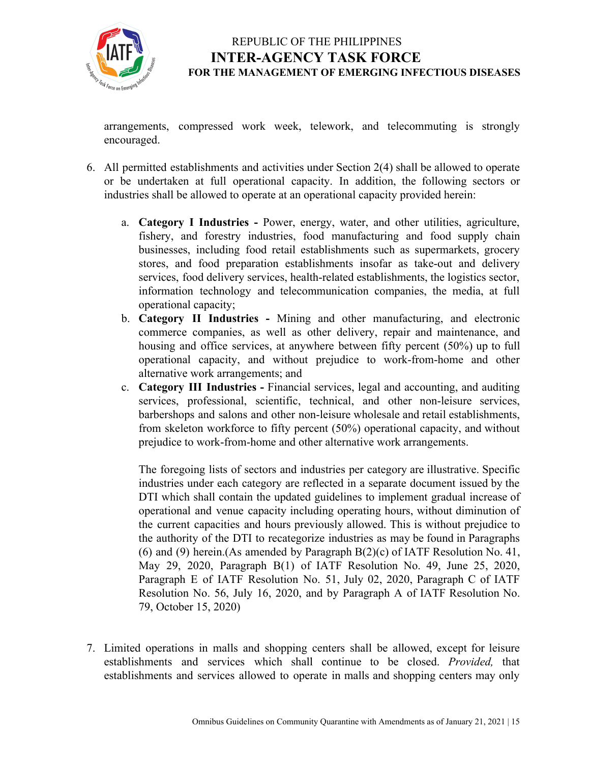arrangements, compressed work week, telework, and telecommuting is strongly encouraged.

6. All permitted establishments and activities under Section 2(4) shall be allowed to operate or be undertaken at full operational capacity. In addition, the following sectors or industries shall be allowed to operate at an operational capacity provided herein:

   a. **Category I Industries -** Power, energy, water, and other utilities, agriculture, fishery, and forestry industries, food manufacturing and food supply chain businesses, including food retail establishments such as supermarkets, grocery stores, and food preparation establishments insofar as take-out and delivery services, food delivery services, health-related establishments, the logistics sector, information technology and telecommunication companies, the media, at full operational capacity;
   b. **Category II Industries -** Mining and other manufacturing, and electronic commerce companies, as well as other delivery, repair and maintenance, and housing and office services, at anywhere between fifty percent (50%) up to full operational capacity, and without prejudice to work-from-home and other alternative work arrangements; and
   c. **Category III Industries -** Financial services, legal and accounting, and auditing services, professional, scientific, technical, and other non-leisure services, barbershops and salons and other non-leisure wholesale and retail establishments, from skeleton workforce to fifty percent (50%) operational capacity, and without prejudice to work-from-home and other alternative work arrangements.

   The foregoing lists of sectors and industries per category are illustrative. Specific industries under each category are reflected in a separate document issued by the DTI which shall contain the updated guidelines to implement gradual increase of operational and venue capacity including operating hours, without diminution of the current capacities and hours previously allowed. This is without prejudice to the authority of the DTI to recategorize industries as may be found in Paragraphs (6) and (9) herein.(As amended by Paragraph B(2)(c) of IATF Resolution No. 41, May 29, 2020, Paragraph B(1) of IATF Resolution No. 49, June 25, 2020, Paragraph E of IATF Resolution No. 51, July 02, 2020, Paragraph C of IATF Resolution No. 56, July 16, 2020, and by Paragraph A of IATF Resolution No. 79, October 15, 2020)

7. Limited operations in malls and shopping centers shall be allowed, except for leisure establishments and services which shall continue to be closed. *Provided,* that establishments and services allowed to operate in malls and shopping centers may only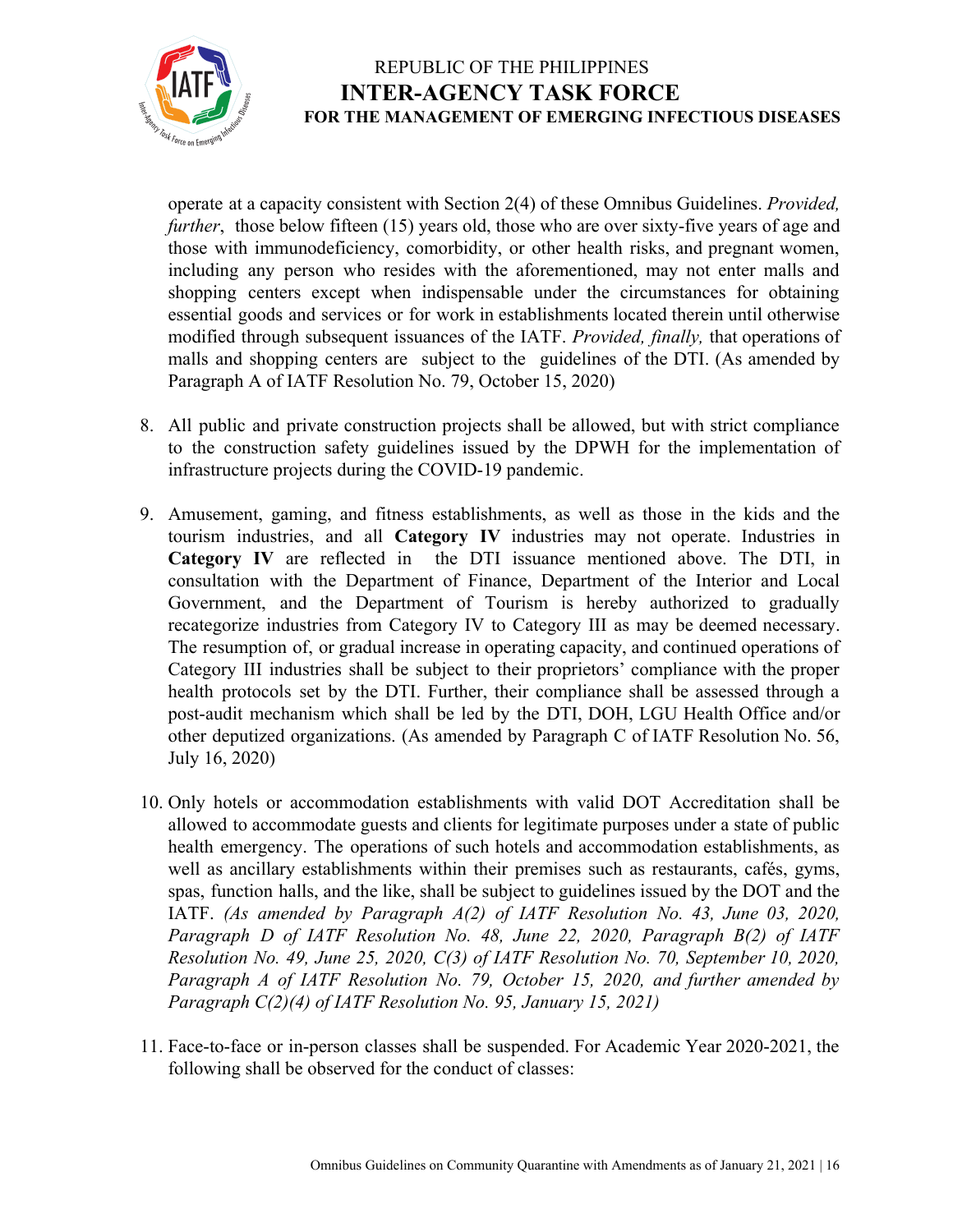operate at a capacity consistent with Section 2(4) of these Omnibus Guidelines. *Provided, further*, those below fifteen (15) years old, those who are over sixty-five years of age and those with immunodeficiency, comorbidity, or other health risks, and pregnant women, including any person who resides with the aforementioned, may not enter malls and shopping centers except when indispensable under the circumstances for obtaining essential goods and services or for work in establishments located therein until otherwise modified through subsequent issuances of the IATF. *Provided, finally,* that operations of malls and shopping centers are subject to the guidelines of the DTI. (As amended by Paragraph A of IATF Resolution No. 79, October 15, 2020)

8. All public and private construction projects shall be allowed, but with strict compliance to the construction safety guidelines issued by the DPWH for the implementation of infrastructure projects during the COVID-19 pandemic.

9. Amusement, gaming, and fitness establishments, as well as those in the kids and the tourism industries, and all **Category IV** industries may not operate. Industries in **Category IV** are reflected in the DTI issuance mentioned above. The DTI, in consultation with the Department of Finance, Department of the Interior and Local Government, and the Department of Tourism is hereby authorized to gradually recategorize industries from Category IV to Category III as may be deemed necessary. The resumption of, or gradual increase in operating capacity, and continued operations of Category III industries shall be subject to their proprietors' compliance with the proper health protocols set by the DTI. Further, their compliance shall be assessed through a post-audit mechanism which shall be led by the DTI, DOH, LGU Health Office and/or other deputized organizations. (As amended by Paragraph C of IATF Resolution No. 56, July 16, 2020)

10. Only hotels or accommodation establishments with valid DOT Accreditation shall be allowed to accommodate guests and clients for legitimate purposes under a state of public health emergency. The operations of such hotels and accommodation establishments, as well as ancillary establishments within their premises such as restaurants, cafés, gyms, spas, function halls, and the like, shall be subject to guidelines issued by the DOT and the IATF. *(As amended by Paragraph A(2) of IATF Resolution No. 43, June 03, 2020, Paragraph D of IATF Resolution No. 48, June 22, 2020, Paragraph B(2) of IATF Resolution No. 49, June 25, 2020, C(3) of IATF Resolution No. 70, September 10, 2020, Paragraph A of IATF Resolution No. 79, October 15, 2020, and further amended by Paragraph C(2)(4) of IATF Resolution No. 95, January 15, 2021)*

11. Face-to-face or in-person classes shall be suspended. For Academic Year 2020-2021, the following shall be observed for the conduct of classes: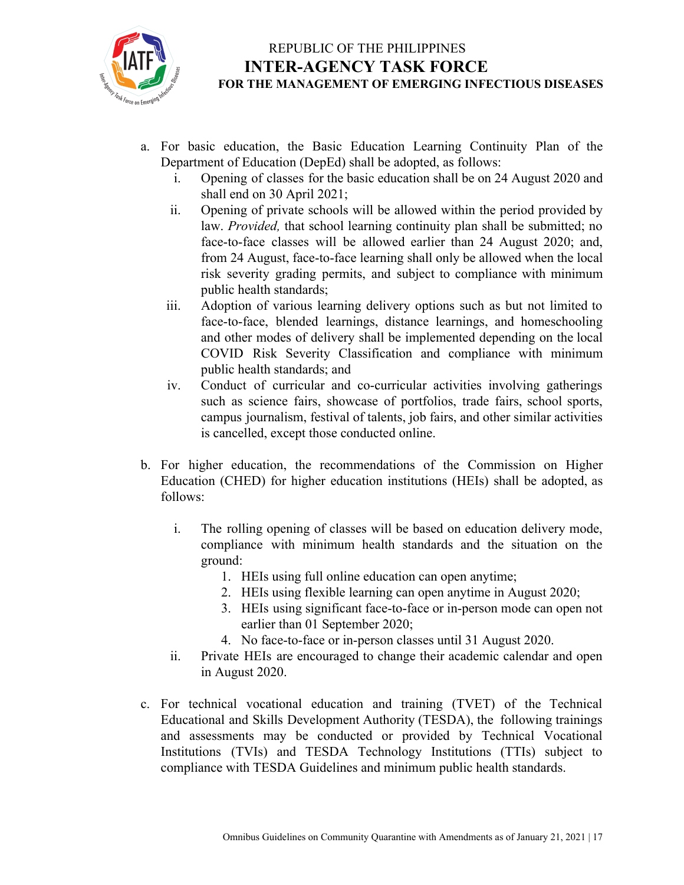a. For basic education, the Basic Education Learning Continuity Plan of the Department of Education (DepEd) shall be adopted, as follows:
   i. Opening of classes for the basic education shall be on 24 August 2020 and shall end on 30 April 2021;
   ii. Opening of private schools will be allowed within the period provided by law. *Provided,* that school learning continuity plan shall be submitted; no face-to-face classes will be allowed earlier than 24 August 2020; and, from 24 August, face-to-face learning shall only be allowed when the local risk severity grading permits, and subject to compliance with minimum public health standards;
   iii. Adoption of various learning delivery options such as but not limited to face-to-face, blended learnings, distance learnings, and homeschooling and other modes of delivery shall be implemented depending on the local COVID Risk Severity Classification and compliance with minimum public health standards; and
   iv. Conduct of curricular and co-curricular activities involving gatherings such as science fairs, showcase of portfolios, trade fairs, school sports, campus journalism, festival of talents, job fairs, and other similar activities is cancelled, except those conducted online.

b. For higher education, the recommendations of the Commission on Higher Education (CHED) for higher education institutions (HEIs) shall be adopted, as follows:
   i. The rolling opening of classes will be based on education delivery mode, compliance with minimum health standards and the situation on the ground:
      1. HEIs using full online education can open anytime;
      2. HEIs using flexible learning can open anytime in August 2020;
      3. HEIs using significant face-to-face or in-person mode can open not earlier than 01 September 2020;
      4. No face-to-face or in-person classes until 31 August 2020.
   ii. Private HEIs are encouraged to change their academic calendar and open in August 2020.

c. For technical vocational education and training (TVET) of the Technical Educational and Skills Development Authority (TESDA), the following trainings and assessments may be conducted or provided by Technical Vocational Institutions (TVIs) and TESDA Technology Institutions (TTIs) subject to compliance with TESDA Guidelines and minimum public health standards.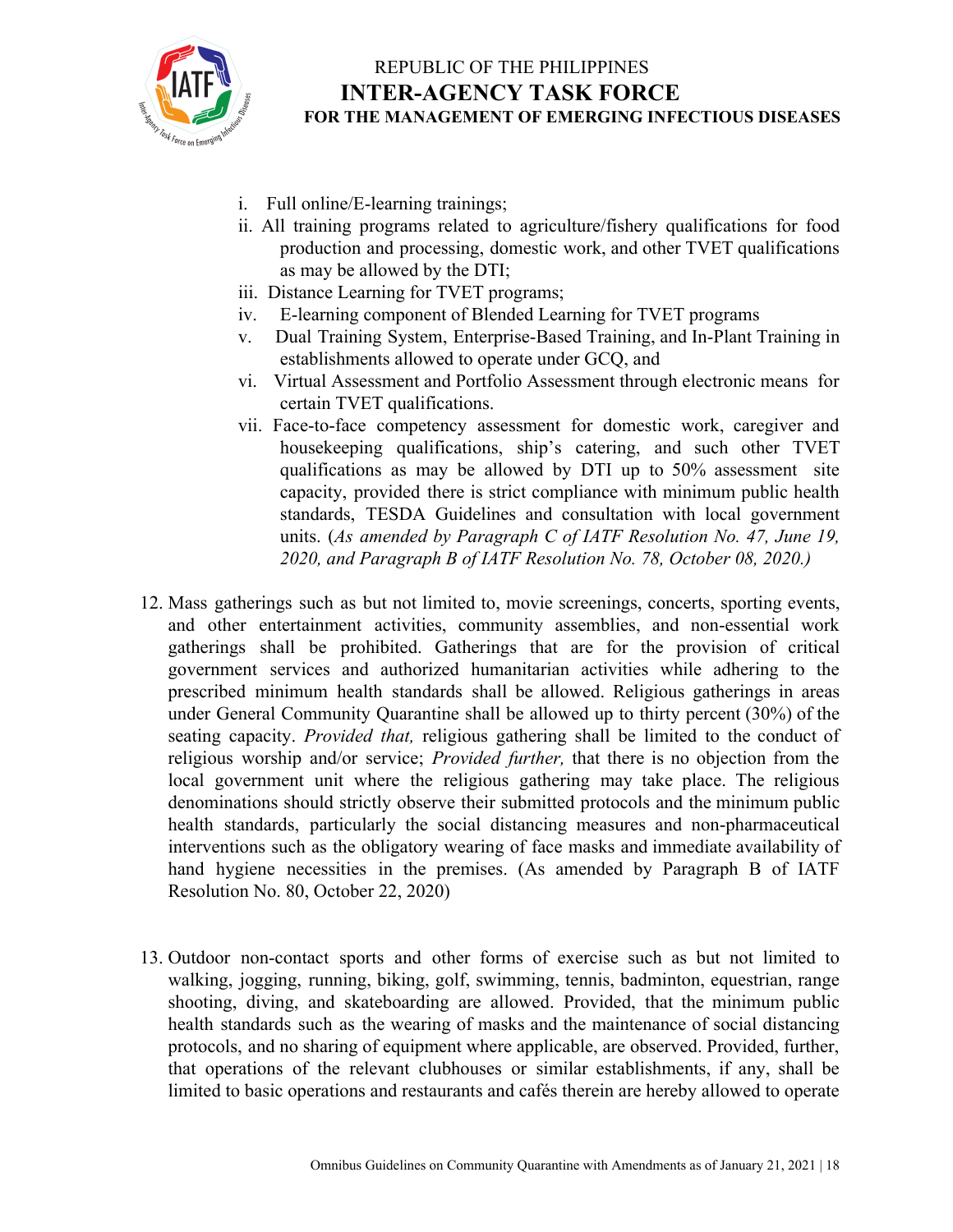i. Full online/E-learning trainings;
ii. All training programs related to agriculture/fishery qualifications for food production and processing, domestic work, and other TVET qualifications as may be allowed by the DTI;
iii. Distance Learning for TVET programs;
iv. E-learning component of Blended Learning for TVET programs
v. Dual Training System, Enterprise-Based Training, and In-Plant Training in establishments allowed to operate under GCQ, and
vi. Virtual Assessment and Portfolio Assessment through electronic means for certain TVET qualifications.
vii. Face-to-face competency assessment for domestic work, caregiver and housekeeping qualifications, ship's catering, and such other TVET qualifications as may be allowed by DTI up to 50% assessment site capacity, provided there is strict compliance with minimum public health standards, TESDA Guidelines and consultation with local government units. (*As amended by Paragraph C of IATF Resolution No. 47, June 19, 2020, and Paragraph B of IATF Resolution No. 78, October 08, 2020.)*

12. Mass gatherings such as but not limited to, movie screenings, concerts, sporting events, and other entertainment activities, community assemblies, and non-essential work gatherings shall be prohibited. Gatherings that are for the provision of critical government services and authorized humanitarian activities while adhering to the prescribed minimum health standards shall be allowed. Religious gatherings in areas under General Community Quarantine shall be allowed up to thirty percent (30%) of the seating capacity. *Provided that,* religious gathering shall be limited to the conduct of religious worship and/or service; *Provided further,* that there is no objection from the local government unit where the religious gathering may take place. The religious denominations should strictly observe their submitted protocols and the minimum public health standards, particularly the social distancing measures and non-pharmaceutical interventions such as the obligatory wearing of face masks and immediate availability of hand hygiene necessities in the premises. (As amended by Paragraph B of IATF Resolution No. 80, October 22, 2020)

13. Outdoor non-contact sports and other forms of exercise such as but not limited to walking, jogging, running, biking, golf, swimming, tennis, badminton, equestrian, range shooting, diving, and skateboarding are allowed. Provided, that the minimum public health standards such as the wearing of masks and the maintenance of social distancing protocols, and no sharing of equipment where applicable, are observed. Provided, further, that operations of the relevant clubhouses or similar establishments, if any, shall be limited to basic operations and restaurants and cafés therein are hereby allowed to operate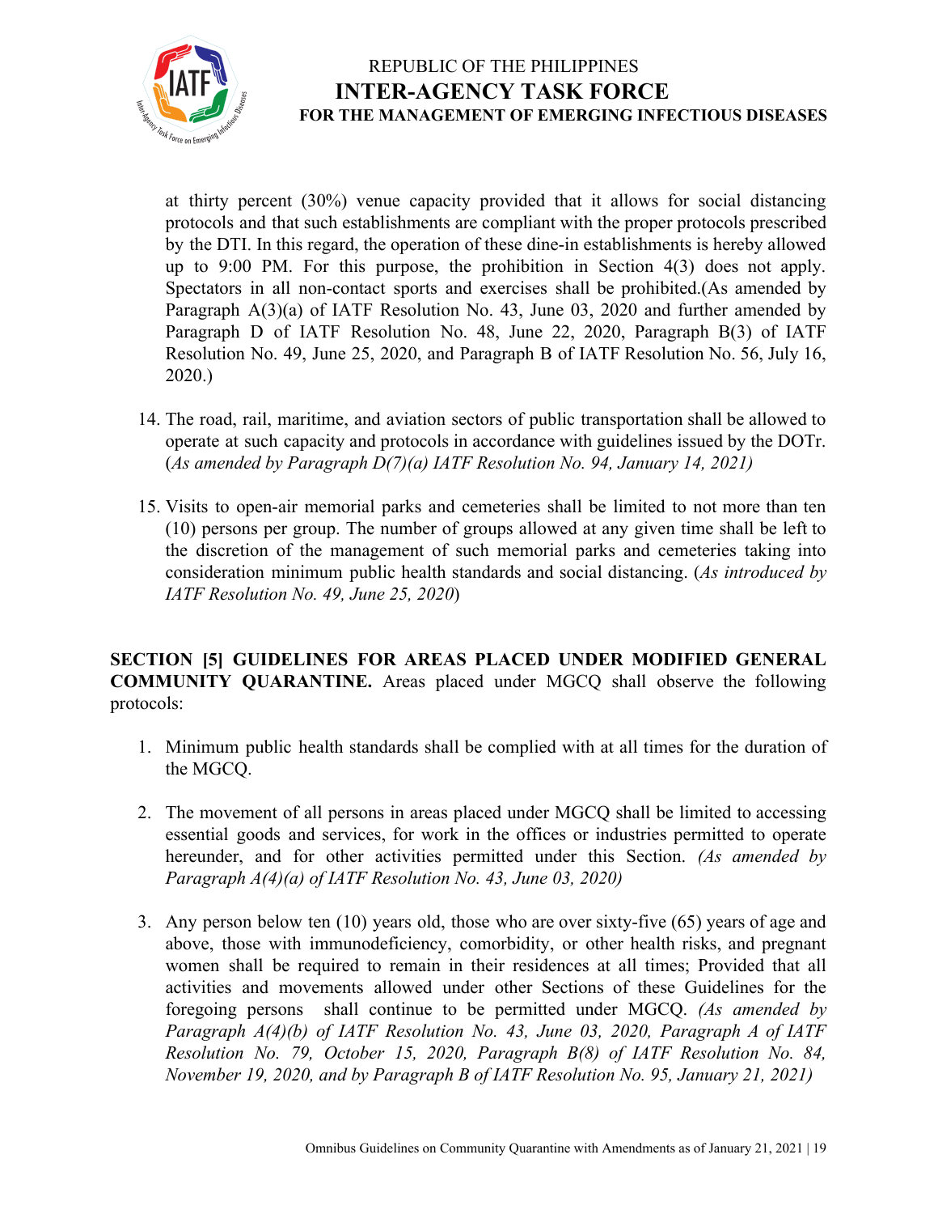at thirty percent (30%) venue capacity provided that it allows for social distancing protocols and that such establishments are compliant with the proper protocols prescribed by the DTI. In this regard, the operation of these dine-in establishments is hereby allowed up to 9:00 PM. For this purpose, the prohibition in Section 4(3) does not apply. Spectators in all non-contact sports and exercises shall be prohibited.(As amended by Paragraph A(3)(a) of IATF Resolution No. 43, June 03, 2020 and further amended by Paragraph D of IATF Resolution No. 48, June 22, 2020, Paragraph B(3) of IATF Resolution No. 49, June 25, 2020, and Paragraph B of IATF Resolution No. 56, July 16, 2020.)

14. The road, rail, maritime, and aviation sectors of public transportation shall be allowed to operate at such capacity and protocols in accordance with guidelines issued by the DOTr. (*As amended by Paragraph D(7)(a) IATF Resolution No. 94, January 14, 2021)*

15. Visits to open-air memorial parks and cemeteries shall be limited to not more than ten (10) persons per group. The number of groups allowed at any given time shall be left to the discretion of the management of such memorial parks and cemeteries taking into consideration minimum public health standards and social distancing. (*As introduced by IATF Resolution No. 49, June 25, 2020*)

**SECTION [5] GUIDELINES FOR AREAS PLACED UNDER MODIFIED GENERAL COMMUNITY QUARANTINE.** Areas placed under MGCQ shall observe the following protocols:

1. Minimum public health standards shall be complied with at all times for the duration of the MGCQ.

2. The movement of all persons in areas placed under MGCQ shall be limited to accessing essential goods and services, for work in the offices or industries permitted to operate hereunder, and for other activities permitted under this Section. *(As amended by Paragraph A(4)(a) of IATF Resolution No. 43, June 03, 2020)*

3. Any person below ten (10) years old, those who are over sixty-five (65) years of age and above, those with immunodeficiency, comorbidity, or other health risks, and pregnant women shall be required to remain in their residences at all times; Provided that all activities and movements allowed under other Sections of these Guidelines for the foregoing persons shall continue to be permitted under MGCQ. *(As amended by Paragraph A(4)(b) of IATF Resolution No. 43, June 03, 2020, Paragraph A of IATF Resolution No. 79, October 15, 2020, Paragraph B(8) of IATF Resolution No. 84, November 19, 2020, and by Paragraph B of IATF Resolution No. 95, January 21, 2021)*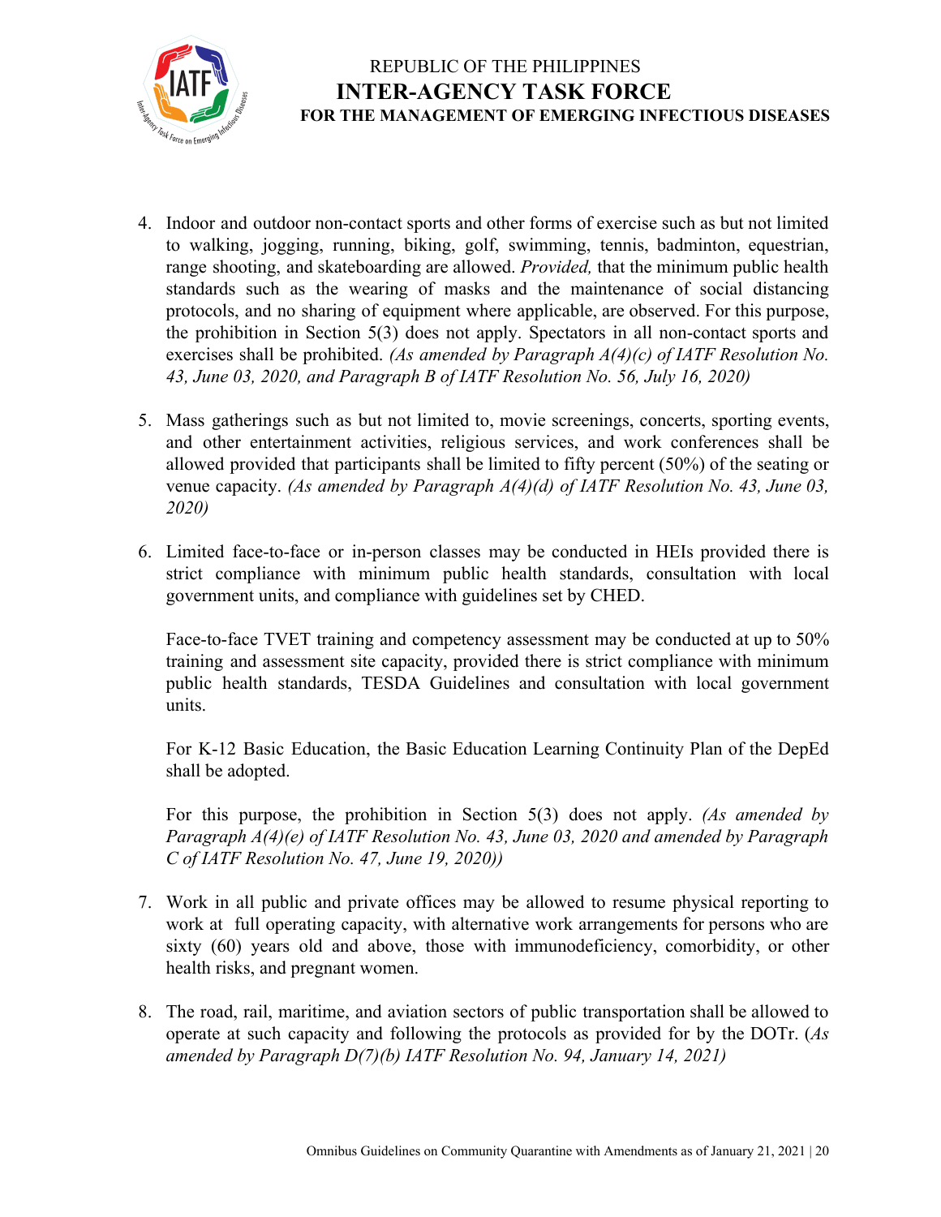4. Indoor and outdoor non-contact sports and other forms of exercise such as but not limited to walking, jogging, running, biking, golf, swimming, tennis, badminton, equestrian, range shooting, and skateboarding are allowed. *Provided,* that the minimum public health standards such as the wearing of masks and the maintenance of social distancing protocols, and no sharing of equipment where applicable, are observed. For this purpose, the prohibition in Section 5(3) does not apply. Spectators in all non-contact sports and exercises shall be prohibited. *(As amended by Paragraph A(4)(c) of IATF Resolution No. 43, June 03, 2020, and Paragraph B of IATF Resolution No. 56, July 16, 2020)*

5. Mass gatherings such as but not limited to, movie screenings, concerts, sporting events, and other entertainment activities, religious services, and work conferences shall be allowed provided that participants shall be limited to fifty percent (50%) of the seating or venue capacity. *(As amended by Paragraph A(4)(d) of IATF Resolution No. 43, June 03, 2020)*

6. Limited face-to-face or in-person classes may be conducted in HEIs provided there is strict compliance with minimum public health standards, consultation with local government units, and compliance with guidelines set by CHED.

   Face-to-face TVET training and competency assessment may be conducted at up to 50% training and assessment site capacity, provided there is strict compliance with minimum public health standards, TESDA Guidelines and consultation with local government units.

   For K-12 Basic Education, the Basic Education Learning Continuity Plan of the DepEd shall be adopted.

   For this purpose, the prohibition in Section 5(3) does not apply. *(As amended by Paragraph A(4)(e) of IATF Resolution No. 43, June 03, 2020 and amended by Paragraph C of IATF Resolution No. 47, June 19, 2020))*

7. Work in all public and private offices may be allowed to resume physical reporting to work at full operating capacity, with alternative work arrangements for persons who are sixty (60) years old and above, those with immunodeficiency, comorbidity, or other health risks, and pregnant women.

8. The road, rail, maritime, and aviation sectors of public transportation shall be allowed to operate at such capacity and following the protocols as provided for by the DOTr. (*As amended by Paragraph D(7)(b) IATF Resolution No. 94, January 14, 2021)*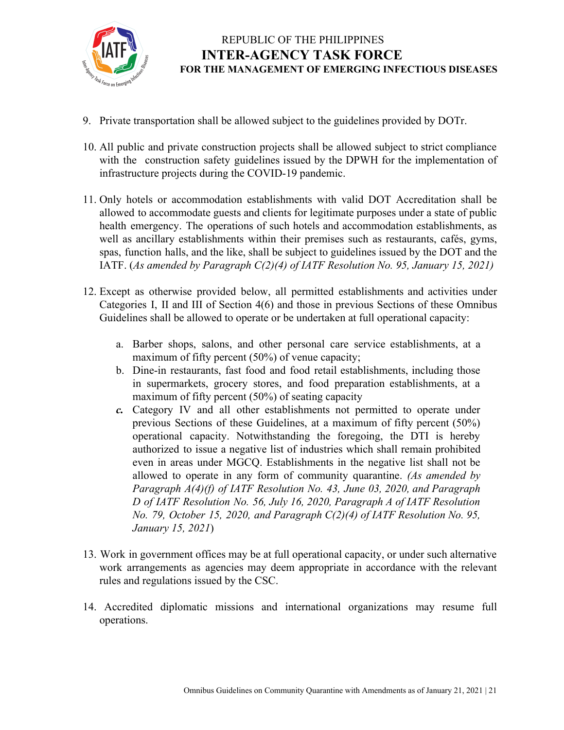9. Private transportation shall be allowed subject to the guidelines provided by DOTr.

10. All public and private construction projects shall be allowed subject to strict compliance with the construction safety guidelines issued by the DPWH for the implementation of infrastructure projects during the COVID-19 pandemic.

11. Only hotels or accommodation establishments with valid DOT Accreditation shall be allowed to accommodate guests and clients for legitimate purposes under a state of public health emergency. The operations of such hotels and accommodation establishments, as well as ancillary establishments within their premises such as restaurants, cafés, gyms, spas, function halls, and the like, shall be subject to guidelines issued by the DOT and the IATF. (*As amended by Paragraph C(2)(4) of IATF Resolution No. 95, January 15, 2021)*

12. Except as otherwise provided below, all permitted establishments and activities under Categories I, II and III of Section 4(6) and those in previous Sections of these Omnibus Guidelines shall be allowed to operate or be undertaken at full operational capacity:

    a. Barber shops, salons, and other personal care service establishments, at a maximum of fifty percent (50%) of venue capacity;
    b. Dine-in restaurants, fast food and food retail establishments, including those in supermarkets, grocery stores, and food preparation establishments, at a maximum of fifty percent (50%) of seating capacity
    ***c.*** Category IV and all other establishments not permitted to operate under previous Sections of these Guidelines, at a maximum of fifty percent (50%) operational capacity. Notwithstanding the foregoing, the DTI is hereby authorized to issue a negative list of industries which shall remain prohibited even in areas under MGCQ. Establishments in the negative list shall not be allowed to operate in any form of community quarantine. *(As amended by Paragraph A(4)(f) of IATF Resolution No. 43, June 03, 2020, and Paragraph D of IATF Resolution No. 56, July 16, 2020, Paragraph A of IATF Resolution No. 79, October 15, 2020, and Paragraph C(2)(4) of IATF Resolution No. 95, January 15, 2021*)

13. Work in government offices may be at full operational capacity, or under such alternative work arrangements as agencies may deem appropriate in accordance with the relevant rules and regulations issued by the CSC.

14. Accredited diplomatic missions and international organizations may resume full operations.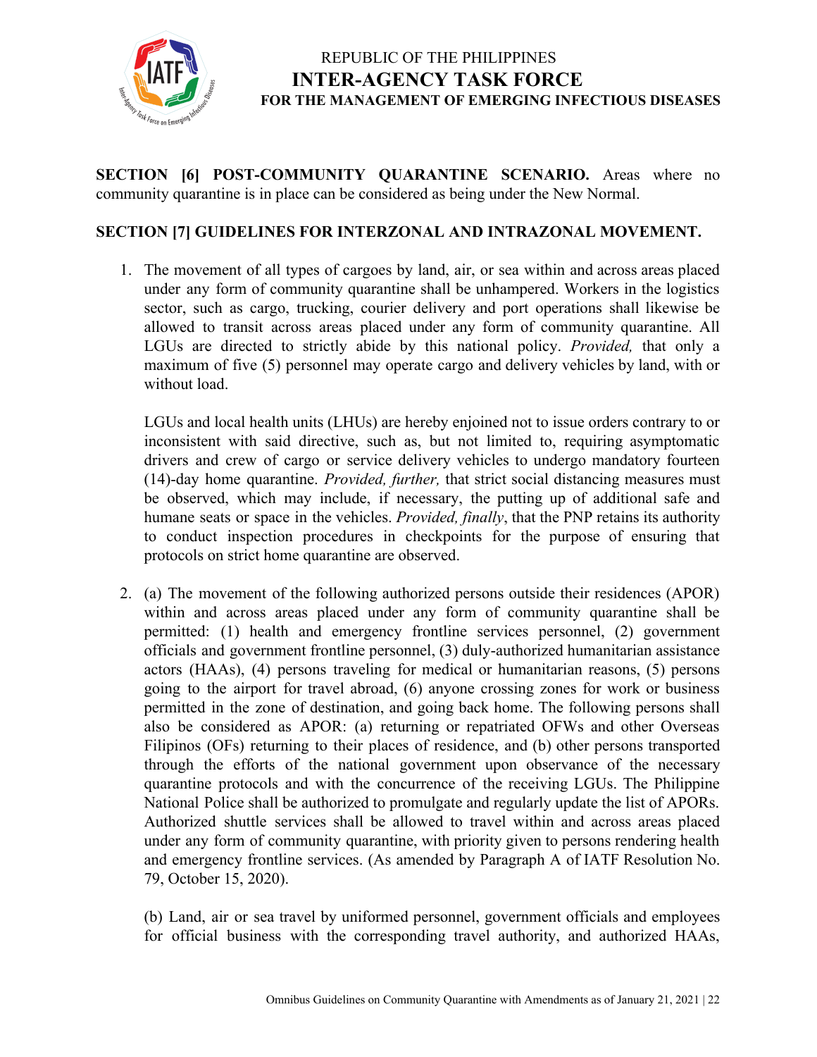**SECTION [6] POST-COMMUNITY QUARANTINE SCENARIO.** Areas where no community quarantine is in place can be considered as being under the New Normal.

**SECTION [7] GUIDELINES FOR INTERZONAL AND INTRAZONAL MOVEMENT.**

1. The movement of all types of cargoes by land, air, or sea within and across areas placed under any form of community quarantine shall be unhampered. Workers in the logistics sector, such as cargo, trucking, courier delivery and port operations shall likewise be allowed to transit across areas placed under any form of community quarantine. All LGUs are directed to strictly abide by this national policy. *Provided,* that only a maximum of five (5) personnel may operate cargo and delivery vehicles by land, with or without load.

   LGUs and local health units (LHUs) are hereby enjoined not to issue orders contrary to or inconsistent with said directive, such as, but not limited to, requiring asymptomatic drivers and crew of cargo or service delivery vehicles to undergo mandatory fourteen (14)-day home quarantine. *Provided, further,* that strict social distancing measures must be observed, which may include, if necessary, the putting up of additional safe and humane seats or space in the vehicles. *Provided, finally*, that the PNP retains its authority to conduct inspection procedures in checkpoints for the purpose of ensuring that protocols on strict home quarantine are observed.

2. (a) The movement of the following authorized persons outside their residences (APOR) within and across areas placed under any form of community quarantine shall be permitted: (1) health and emergency frontline services personnel, (2) government officials and government frontline personnel, (3) duly-authorized humanitarian assistance actors (HAAs), (4) persons traveling for medical or humanitarian reasons, (5) persons going to the airport for travel abroad, (6) anyone crossing zones for work or business permitted in the zone of destination, and going back home. The following persons shall also be considered as APOR: (a) returning or repatriated OFWs and other Overseas Filipinos (OFs) returning to their places of residence, and (b) other persons transported through the efforts of the national government upon observance of the necessary quarantine protocols and with the concurrence of the receiving LGUs. The Philippine National Police shall be authorized to promulgate and regularly update the list of APORs. Authorized shuttle services shall be allowed to travel within and across areas placed under any form of community quarantine, with priority given to persons rendering health and emergency frontline services. (As amended by Paragraph A of IATF Resolution No. 79, October 15, 2020).

   (b) Land, air or sea travel by uniformed personnel, government officials and employees for official business with the corresponding travel authority, and authorized HAAs,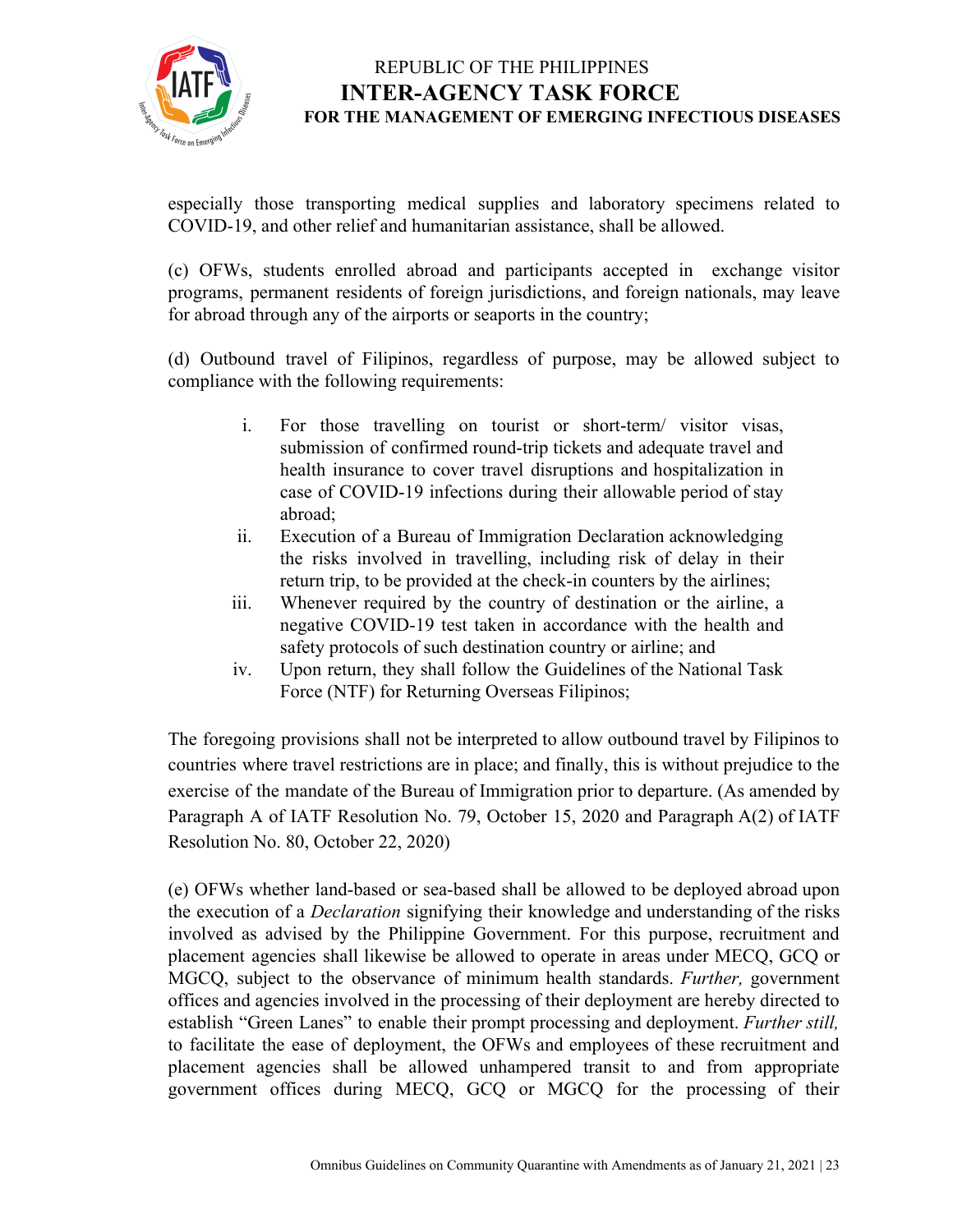especially those transporting medical supplies and laboratory specimens related to COVID-19, and other relief and humanitarian assistance, shall be allowed.

(c) OFWs, students enrolled abroad and participants accepted in exchange visitor programs, permanent residents of foreign jurisdictions, and foreign nationals, may leave for abroad through any of the airports or seaports in the country;

(d) Outbound travel of Filipinos, regardless of purpose, may be allowed subject to compliance with the following requirements:

- i. For those travelling on tourist or short-term/ visitor visas, submission of confirmed round-trip tickets and adequate travel and health insurance to cover travel disruptions and hospitalization in case of COVID-19 infections during their allowable period of stay abroad;
- ii. Execution of a Bureau of Immigration Declaration acknowledging the risks involved in travelling, including risk of delay in their return trip, to be provided at the check-in counters by the airlines;
- iii. Whenever required by the country of destination or the airline, a negative COVID-19 test taken in accordance with the health and safety protocols of such destination country or airline; and
- iv. Upon return, they shall follow the Guidelines of the National Task Force (NTF) for Returning Overseas Filipinos;

The foregoing provisions shall not be interpreted to allow outbound travel by Filipinos to countries where travel restrictions are in place; and finally, this is without prejudice to the exercise of the mandate of the Bureau of Immigration prior to departure. (As amended by Paragraph A of IATF Resolution No. 79, October 15, 2020 and Paragraph A(2) of IATF Resolution No. 80, October 22, 2020)

(e) OFWs whether land-based or sea-based shall be allowed to be deployed abroad upon the execution of a *Declaration* signifying their knowledge and understanding of the risks involved as advised by the Philippine Government. For this purpose, recruitment and placement agencies shall likewise be allowed to operate in areas under MECQ, GCQ or MGCQ, subject to the observance of minimum health standards. *Further,* government offices and agencies involved in the processing of their deployment are hereby directed to establish "Green Lanes" to enable their prompt processing and deployment. *Further still,* to facilitate the ease of deployment, the OFWs and employees of these recruitment and placement agencies shall be allowed unhampered transit to and from appropriate government offices during MECQ, GCQ or MGCQ for the processing of their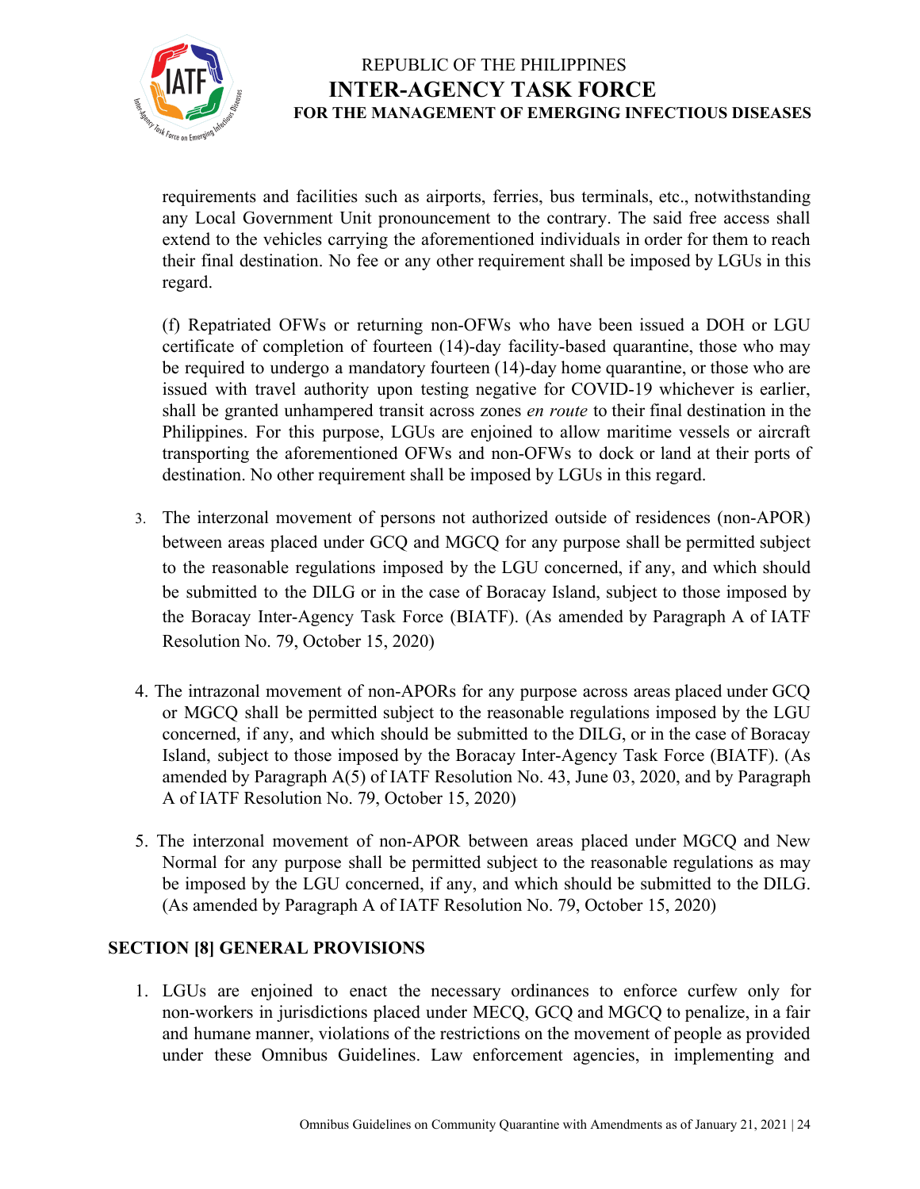requirements and facilities such as airports, ferries, bus terminals, etc., notwithstanding any Local Government Unit pronouncement to the contrary. The said free access shall extend to the vehicles carrying the aforementioned individuals in order for them to reach their final destination. No fee or any other requirement shall be imposed by LGUs in this regard.

(f) Repatriated OFWs or returning non-OFWs who have been issued a DOH or LGU certificate of completion of fourteen (14)-day facility-based quarantine, those who may be required to undergo a mandatory fourteen (14)-day home quarantine, or those who are issued with travel authority upon testing negative for COVID-19 whichever is earlier, shall be granted unhampered transit across zones *en route* to their final destination in the Philippines. For this purpose, LGUs are enjoined to allow maritime vessels or aircraft transporting the aforementioned OFWs and non-OFWs to dock or land at their ports of destination. No other requirement shall be imposed by LGUs in this regard.

3. The interzonal movement of persons not authorized outside of residences (non-APOR) between areas placed under GCQ and MGCQ for any purpose shall be permitted subject to the reasonable regulations imposed by the LGU concerned, if any, and which should be submitted to the DILG or in the case of Boracay Island, subject to those imposed by the Boracay Inter-Agency Task Force (BIATF). (As amended by Paragraph A of IATF Resolution No. 79, October 15, 2020)

4. The intrazonal movement of non-APORs for any purpose across areas placed under GCQ or MGCQ shall be permitted subject to the reasonable regulations imposed by the LGU concerned, if any, and which should be submitted to the DILG, or in the case of Boracay Island, subject to those imposed by the Boracay Inter-Agency Task Force (BIATF). (As amended by Paragraph A(5) of IATF Resolution No. 43, June 03, 2020, and by Paragraph A of IATF Resolution No. 79, October 15, 2020)

5. The interzonal movement of non-APOR between areas placed under MGCQ and New Normal for any purpose shall be permitted subject to the reasonable regulations as may be imposed by the LGU concerned, if any, and which should be submitted to the DILG. (As amended by Paragraph A of IATF Resolution No. 79, October 15, 2020)

## SECTION [8] GENERAL PROVISIONS

1. LGUs are enjoined to enact the necessary ordinances to enforce curfew only for non-workers in jurisdictions placed under MECQ, GCQ and MGCQ to penalize, in a fair and humane manner, violations of the restrictions on the movement of people as provided under these Omnibus Guidelines. Law enforcement agencies, in implementing and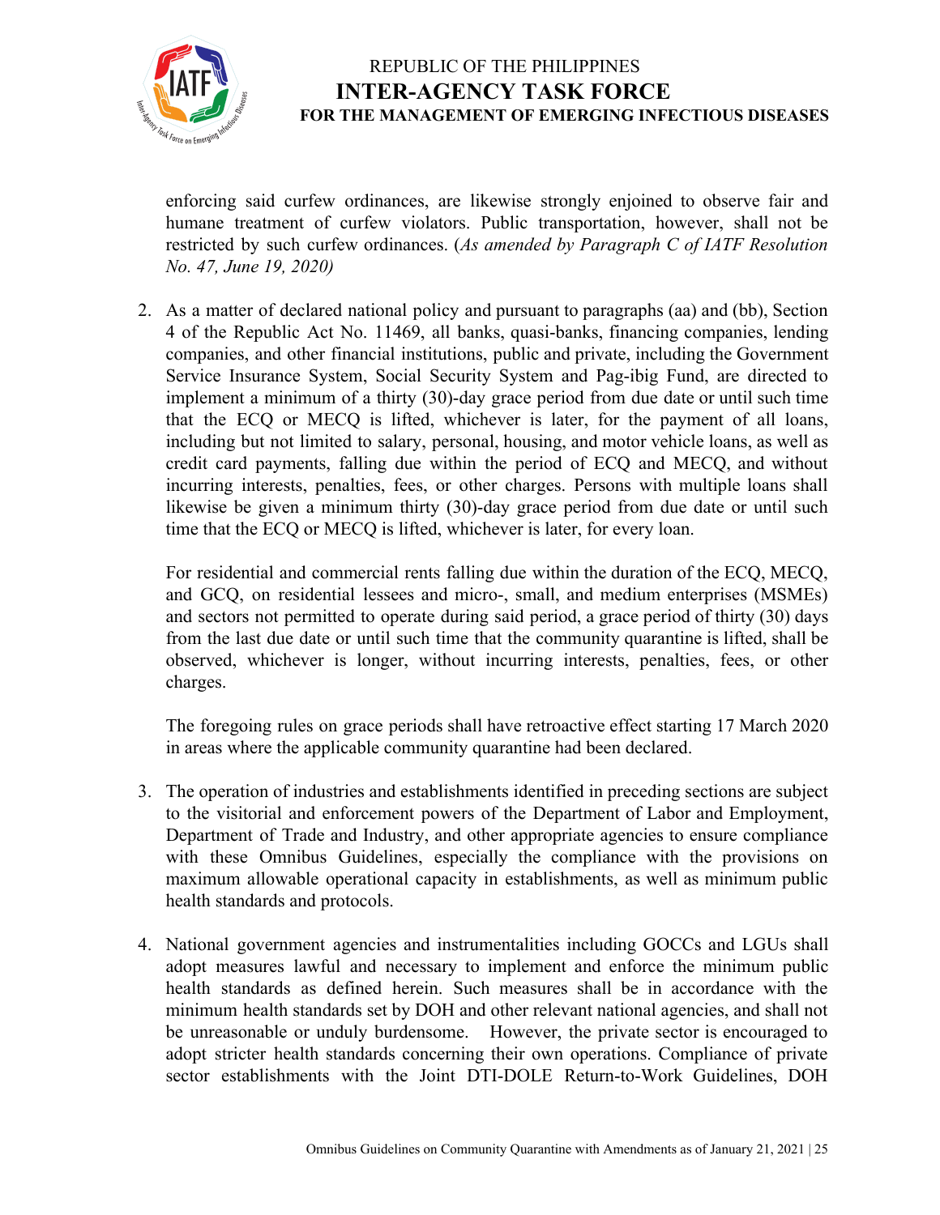enforcing said curfew ordinances, are likewise strongly enjoined to observe fair and humane treatment of curfew violators. Public transportation, however, shall not be restricted by such curfew ordinances. (*As amended by Paragraph C of IATF Resolution No. 47, June 19, 2020)*

2. As a matter of declared national policy and pursuant to paragraphs (aa) and (bb), Section 4 of the Republic Act No. 11469, all banks, quasi-banks, financing companies, lending companies, and other financial institutions, public and private, including the Government Service Insurance System, Social Security System and Pag-ibig Fund, are directed to implement a minimum of a thirty (30)-day grace period from due date or until such time that the ECQ or MECQ is lifted, whichever is later, for the payment of all loans, including but not limited to salary, personal, housing, and motor vehicle loans, as well as credit card payments, falling due within the period of ECQ and MECQ, and without incurring interests, penalties, fees, or other charges. Persons with multiple loans shall likewise be given a minimum thirty (30)-day grace period from due date or until such time that the ECQ or MECQ is lifted, whichever is later, for every loan.

   For residential and commercial rents falling due within the duration of the ECQ, MECQ, and GCQ, on residential lessees and micro-, small, and medium enterprises (MSMEs) and sectors not permitted to operate during said period, a grace period of thirty (30) days from the last due date or until such time that the community quarantine is lifted, shall be observed, whichever is longer, without incurring interests, penalties, fees, or other charges.

   The foregoing rules on grace periods shall have retroactive effect starting 17 March 2020 in areas where the applicable community quarantine had been declared.

3. The operation of industries and establishments identified in preceding sections are subject to the visitorial and enforcement powers of the Department of Labor and Employment, Department of Trade and Industry, and other appropriate agencies to ensure compliance with these Omnibus Guidelines, especially the compliance with the provisions on maximum allowable operational capacity in establishments, as well as minimum public health standards and protocols.

4. National government agencies and instrumentalities including GOCCs and LGUs shall adopt measures lawful and necessary to implement and enforce the minimum public health standards as defined herein. Such measures shall be in accordance with the minimum health standards set by DOH and other relevant national agencies, and shall not be unreasonable or unduly burdensome. However, the private sector is encouraged to adopt stricter health standards concerning their own operations. Compliance of private sector establishments with the Joint DTI-DOLE Return-to-Work Guidelines, DOH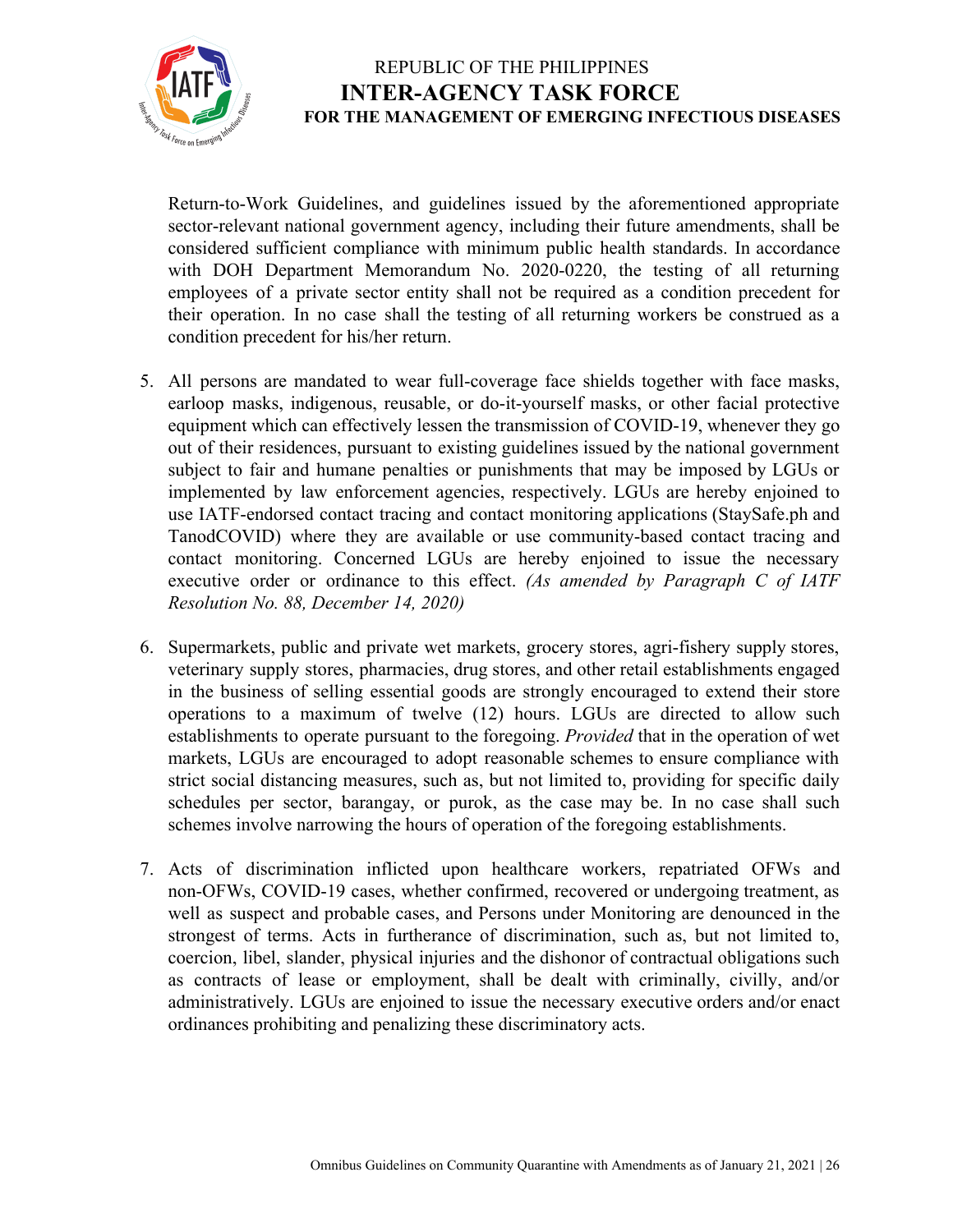Return-to-Work Guidelines, and guidelines issued by the aforementioned appropriate sector-relevant national government agency, including their future amendments, shall be considered sufficient compliance with minimum public health standards. In accordance with DOH Department Memorandum No. 2020-0220, the testing of all returning employees of a private sector entity shall not be required as a condition precedent for their operation. In no case shall the testing of all returning workers be construed as a condition precedent for his/her return.

5. All persons are mandated to wear full-coverage face shields together with face masks, earloop masks, indigenous, reusable, or do-it-yourself masks, or other facial protective equipment which can effectively lessen the transmission of COVID-19, whenever they go out of their residences, pursuant to existing guidelines issued by the national government subject to fair and humane penalties or punishments that may be imposed by LGUs or implemented by law enforcement agencies, respectively. LGUs are hereby enjoined to use IATF-endorsed contact tracing and contact monitoring applications (StaySafe.ph and TanodCOVID) where they are available or use community-based contact tracing and contact monitoring. Concerned LGUs are hereby enjoined to issue the necessary executive order or ordinance to this effect. *(As amended by Paragraph C of IATF Resolution No. 88, December 14, 2020)*

6. Supermarkets, public and private wet markets, grocery stores, agri-fishery supply stores, veterinary supply stores, pharmacies, drug stores, and other retail establishments engaged in the business of selling essential goods are strongly encouraged to extend their store operations to a maximum of twelve (12) hours. LGUs are directed to allow such establishments to operate pursuant to the foregoing. *Provided* that in the operation of wet markets, LGUs are encouraged to adopt reasonable schemes to ensure compliance with strict social distancing measures, such as, but not limited to, providing for specific daily schedules per sector, barangay, or purok, as the case may be. In no case shall such schemes involve narrowing the hours of operation of the foregoing establishments.

7. Acts of discrimination inflicted upon healthcare workers, repatriated OFWs and non-OFWs, COVID-19 cases, whether confirmed, recovered or undergoing treatment, as well as suspect and probable cases, and Persons under Monitoring are denounced in the strongest of terms. Acts in furtherance of discrimination, such as, but not limited to, coercion, libel, slander, physical injuries and the dishonor of contractual obligations such as contracts of lease or employment, shall be dealt with criminally, civilly, and/or administratively. LGUs are enjoined to issue the necessary executive orders and/or enact ordinances prohibiting and penalizing these discriminatory acts.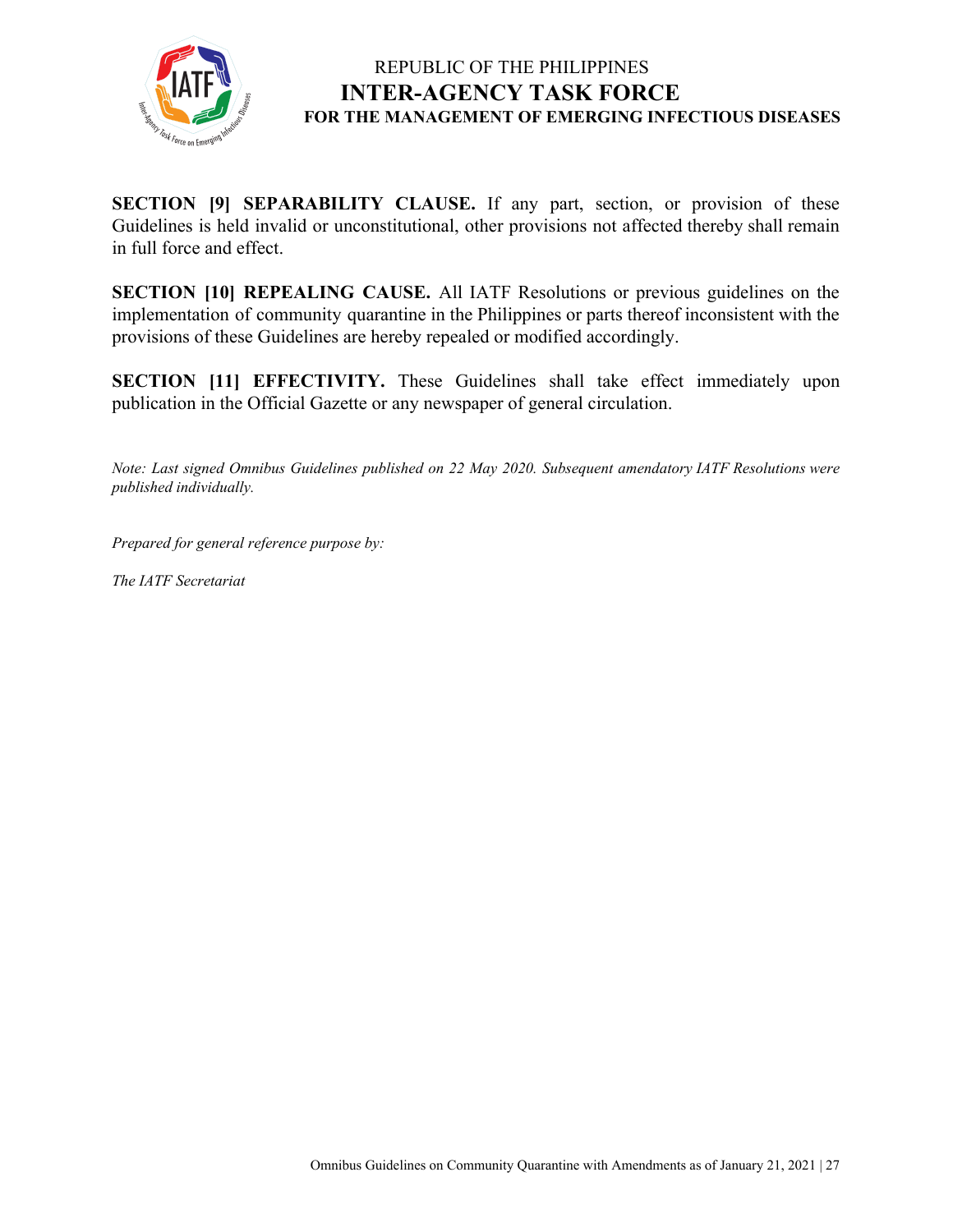**SECTION [9] SEPARABILITY CLAUSE.** If any part, section, or provision of these Guidelines is held invalid or unconstitutional, other provisions not affected thereby shall remain in full force and effect.

**SECTION [10] REPEALING CAUSE.** All IATF Resolutions or previous guidelines on the implementation of community quarantine in the Philippines or parts thereof inconsistent with the provisions of these Guidelines are hereby repealed or modified accordingly.

**SECTION [11] EFFECTIVITY.** These Guidelines shall take effect immediately upon publication in the Official Gazette or any newspaper of general circulation.

*Note: Last signed Omnibus Guidelines published on 22 May 2020. Subsequent amendatory IATF Resolutions were published individually.*

*Prepared for general reference purpose by:*

*The IATF Secretariat*